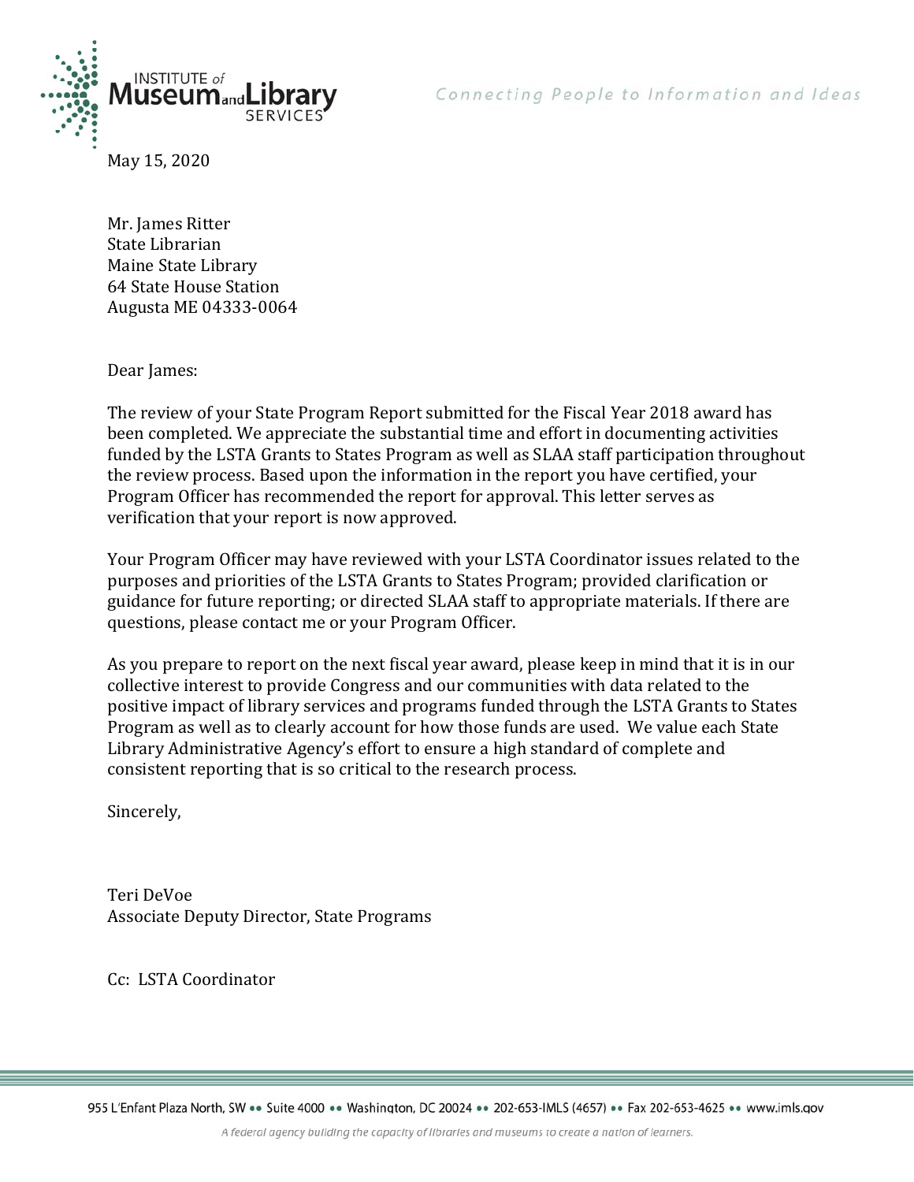May 15, 2020

Mr. James Ritter
State Librarian
Maine State Library
64 State House Station
Augusta ME 04333-0064

Dear James:

The review of your State Program Report submitted for the Fiscal Year 2018 award has been completed. We appreciate the substantial time and effort in documenting activities funded by the LSTA Grants to States Program as well as SLAA staff participation throughout the review process. Based upon the information in the report you have certified, your Program Officer has recommended the report for approval. This letter serves as verification that your report is now approved.

Your Program Officer may have reviewed with your LSTA Coordinator issues related to the purposes and priorities of the LSTA Grants to States Program; provided clarification or guidance for future reporting; or directed SLAA staff to appropriate materials. If there are questions, please contact me or your Program Officer.

As you prepare to report on the next fiscal year award, please keep in mind that it is in our collective interest to provide Congress and our communities with data related to the positive impact of library services and programs funded through the LSTA Grants to States Program as well as to clearly account for how those funds are used. We value each State Library Administrative Agency's effort to ensure a high standard of complete and consistent reporting that is so critical to the research process.

Sincerely,

Teri DeVoe
Associate Deputy Director, State Programs

Cc: LSTA Coordinator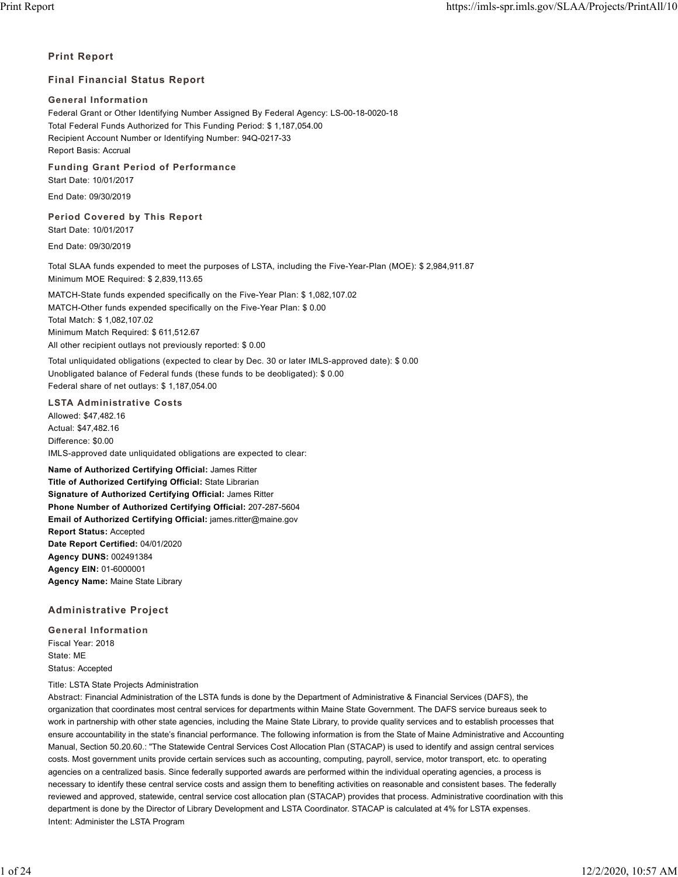## Print Report

## Final Financial Status Report

### General Information

Federal Grant or Other Identifying Number Assigned By Federal Agency: LS-00-18-0020-18
Total Federal Funds Authorized for This Funding Period: $ 1,187,054.00
Recipient Account Number or Identifying Number: 94Q-0217-33
Report Basis: Accrual

### Funding Grant Period of Performance

Start Date: 10/01/2017

End Date: 09/30/2019

### Period Covered by This Report

Start Date: 10/01/2017

End Date: 09/30/2019

Total SLAA funds expended to meet the purposes of LSTA, including the Five-Year-Plan (MOE): $ 2,984,911.87
Minimum MOE Required: $ 2,839,113.65

MATCH-State funds expended specifically on the Five-Year Plan: $ 1,082,107.02
MATCH-Other funds expended specifically on the Five-Year Plan: $ 0.00
Total Match: $ 1,082,107.02
Minimum Match Required: $ 611,512.67
All other recipient outlays not previously reported: $ 0.00

Total unliquidated obligations (expected to clear by Dec. 30 or later IMLS-approved date): $ 0.00
Unobligated balance of Federal funds (these funds to be deobligated): $ 0.00
Federal share of net outlays: $ 1,187,054.00

### LSTA Administrative Costs

Allowed: $47,482.16
Actual: $47,482.16
Difference: $0.00
IMLS-approved date unliquidated obligations are expected to clear:

**Name of Authorized Certifying Official:** James Ritter
**Title of Authorized Certifying Official:** State Librarian
**Signature of Authorized Certifying Official:** James Ritter
**Phone Number of Authorized Certifying Official:** 207-287-5604
**Email of Authorized Certifying Official:** james.ritter@maine.gov
**Report Status:** Accepted
**Date Report Certified:** 04/01/2020
**Agency DUNS:** 002491384
**Agency EIN:** 01-6000001
**Agency Name:** Maine State Library

## Administrative Project

### General Information

Fiscal Year: 2018
State: ME
Status: Accepted

Title: LSTA State Projects Administration
Abstract: Financial Administration of the LSTA funds is done by the Department of Administrative & Financial Services (DAFS), the organization that coordinates most central services for departments within Maine State Government. The DAFS service bureaus seek to work in partnership with other state agencies, including the Maine State Library, to provide quality services and to establish processes that ensure accountability in the state's financial performance. The following information is from the State of Maine Administrative and Accounting Manual, Section 50.20.60.: "The Statewide Central Services Cost Allocation Plan (STACAP) is used to identify and assign central services costs. Most government units provide certain services such as accounting, computing, payroll, service, motor transport, etc. to operating agencies on a centralized basis. Since federally supported awards are performed within the individual operating agencies, a process is necessary to identify these central service costs and assign them to benefiting activities on reasonable and consistent bases. The federally reviewed and approved, statewide, central service cost allocation plan (STACAP) provides that process. Administrative coordination with this department is done by the Director of Library Development and LSTA Coordinator. STACAP is calculated at 4% for LSTA expenses.
Intent: Administer the LSTA Program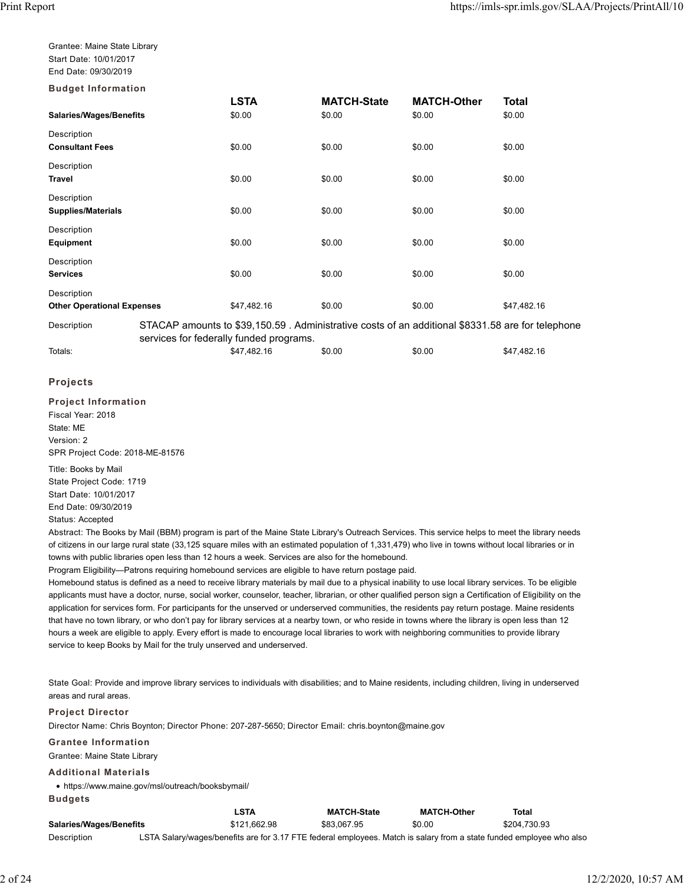Grantee: Maine State Library
Start Date: 10/01/2017
End Date: 09/30/2019

### Budget Information

| | LSTA | MATCH-State | MATCH-Other | Total |
|---|---|---|---|---|
| **Salaries/Wages/Benefits** | $0.00 | $0.00 | $0.00 | $0.00 |
| Description | | | | |
| **Consultant Fees** | $0.00 | $0.00 | $0.00 | $0.00 |
| Description | | | | |
| **Travel** | $0.00 | $0.00 | $0.00 | $0.00 |
| Description | | | | |
| **Supplies/Materials** | $0.00 | $0.00 | $0.00 | $0.00 |
| Description | | | | |
| **Equipment** | $0.00 | $0.00 | $0.00 | $0.00 |
| Description | | | | |
| **Services** | $0.00 | $0.00 | $0.00 | $0.00 |
| Description | | | | |
| **Other Operational Expenses** | $47,482.16 | $0.00 | $0.00 | $47,482.16 |
| Description | STACAP amounts to $39,150.59 . Administrative costs of an additional $8331.58 are for telephone services for federally funded programs. | | | |
| Totals: | $47,482.16 | $0.00 | $0.00 | $47,482.16 |

## Projects

### Project Information

Fiscal Year: 2018
State: ME
Version: 2
SPR Project Code: 2018-ME-81576

Title: Books by Mail
State Project Code: 1719
Start Date: 10/01/2017
End Date: 09/30/2019
Status: Accepted

Abstract: The Books by Mail (BBM) program is part of the Maine State Library's Outreach Services. This service helps to meet the library needs of citizens in our large rural state (33,125 square miles with an estimated population of 1,331,479) who live in towns without local libraries or in towns with public libraries open less than 12 hours a week. Services are also for the homebound.
Program Eligibility—Patrons requiring homebound services are eligible to have return postage paid.
Homebound status is defined as a need to receive library materials by mail due to a physical inability to use local library services. To be eligible applicants must have a doctor, nurse, social worker, counselor, teacher, librarian, or other qualified person sign a Certification of Eligibility on the application for services form. For participants for the unserved or underserved communities, the residents pay return postage. Maine residents that have no town library, or who don't pay for library services at a nearby town, or who reside in towns where the library is open less than 12 hours a week are eligible to apply. Every effort is made to encourage local libraries to work with neighboring communities to provide library service to keep Books by Mail for the truly unserved and underserved.

State Goal: Provide and improve library services to individuals with disabilities; and to Maine residents, including children, living in underserved areas and rural areas.

### Project Director

Director Name: Chris Boynton; Director Phone: 207-287-5650; Director Email: chris.boynton@maine.gov

### Grantee Information

Grantee: Maine State Library

### Additional Materials

- https://www.maine.gov/msl/outreach/booksbymail/

### Budgets

| | LSTA | MATCH-State | MATCH-Other | Total |
|---|---|---|---|---|
| **Salaries/Wages/Benefits** | $121,662.98 | $83,067.95 | $0.00 | $204,730.93 |
| Description | LSTA Salary/wages/benefits are for 3.17 FTE federal employees. Match is salary from a state funded employee who also | | | |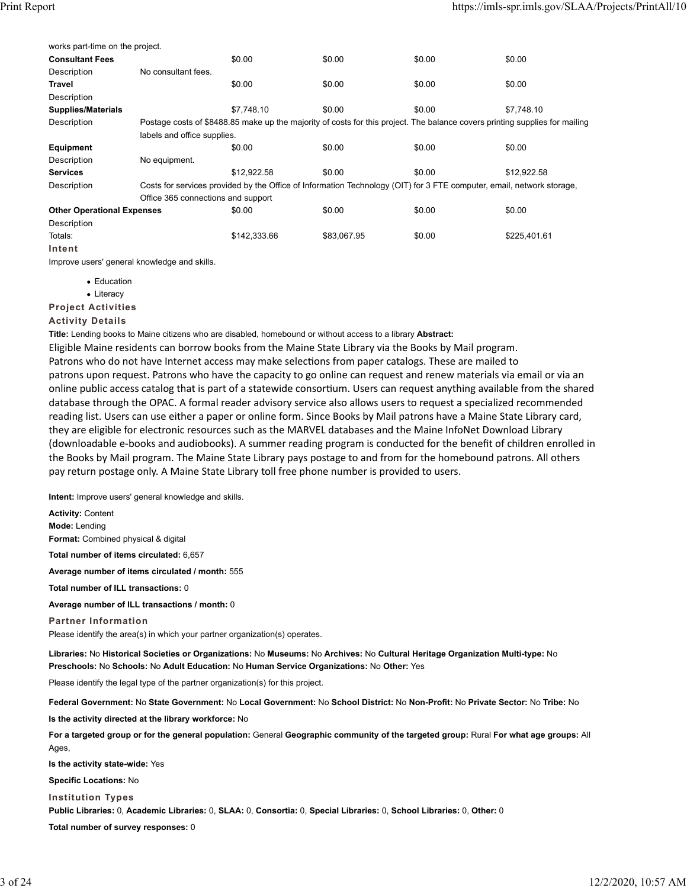works part-time on the project.

| | | | | | |
|---|---|---|---|---|---|
| **Consultant Fees** | | $0.00 | $0.00 | $0.00 | $0.00 |
| Description | No consultant fees. | | | | |
| **Travel** | | $0.00 | $0.00 | $0.00 | $0.00 |
| Description | | | | | |
| **Supplies/Materials** | | $7,748.10 | $0.00 | $0.00 | $7,748.10 |
| Description | Postage costs of $8488.85 make up the majority of costs for this project. The balance covers printing supplies for mailing labels and office supplies. | | | | |
| **Equipment** | | $0.00 | $0.00 | $0.00 | $0.00 |
| Description | No equipment. | | | | |
| **Services** | | $12,922.58 | $0.00 | $0.00 | $12,922.58 |
| Description | Costs for services provided by the Office of Information Technology (OIT) for 3 FTE computer, email, network storage, Office 365 connections and support | | | | |
| **Other Operational Expenses** | | $0.00 | $0.00 | $0.00 | $0.00 |
| Description | | | | | |
| Totals: | | $142,333.66 | $83,067.95 | $0.00 | $225,401.61 |

**Intent**

Improve users' general knowledge and skills.

- Education
- Literacy

**Project Activities**

**Activity Details**

**Title:** Lending books to Maine citizens who are disabled, homebound or without access to a library **Abstract:**

Eligible Maine residents can borrow books from the Maine State Library via the Books by Mail program. Patrons who do not have Internet access may make selections from paper catalogs. These are mailed to patrons upon request. Patrons who have the capacity to go online can request and renew materials via email or via an online public access catalog that is part of a statewide consortium. Users can request anything available from the shared database through the OPAC. A formal reader advisory service also allows users to request a specialized recommended reading list. Users can use either a paper or online form. Since Books by Mail patrons have a Maine State Library card, they are eligible for electronic resources such as the MARVEL databases and the Maine InfoNet Download Library (downloadable e-books and audiobooks). A summer reading program is conducted for the benefit of children enrolled in the Books by Mail program. The Maine State Library pays postage to and from for the homebound patrons. All others pay return postage only. A Maine State Library toll free phone number is provided to users.

**Intent:** Improve users' general knowledge and skills.

**Activity:** Content
**Mode:** Lending
**Format:** Combined physical & digital

**Total number of items circulated:** 6,657

**Average number of items circulated / month:** 555

**Total number of ILL transactions:** 0

**Average number of ILL transactions / month:** 0

**Partner Information**

Please identify the area(s) in which your partner organization(s) operates.

**Libraries:** No **Historical Societies or Organizations:** No **Museums:** No **Archives:** No **Cultural Heritage Organization Multi-type:** No **Preschools:** No **Schools:** No **Adult Education:** No **Human Service Organizations:** No **Other:** Yes

Please identify the legal type of the partner organization(s) for this project.

**Federal Government:** No **State Government:** No **Local Government:** No **School District:** No **Non-Profit:** No **Private Sector:** No **Tribe:** No

**Is the activity directed at the library workforce:** No

**For a targeted group or for the general population:** General **Geographic community of the targeted group:** Rural **For what age groups:** All Ages,

**Is the activity state-wide:** Yes

**Specific Locations:** No

**Institution Types**

**Public Libraries:** 0, **Academic Libraries:** 0, **SLAA:** 0, **Consortia:** 0, **Special Libraries:** 0, **School Libraries:** 0, **Other:** 0

**Total number of survey responses:** 0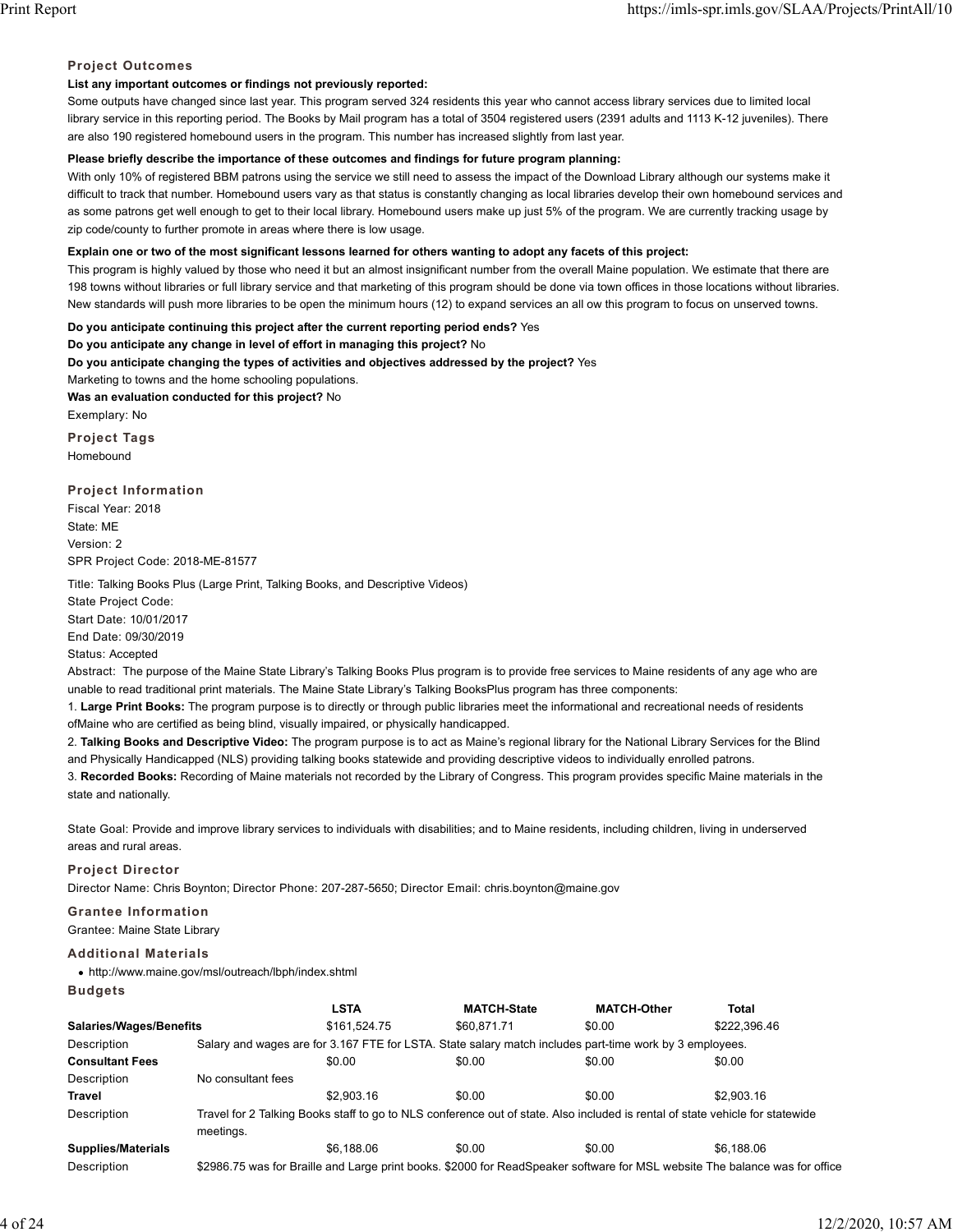### Project Outcomes

**List any important outcomes or findings not previously reported:**

Some outputs have changed since last year. This program served 324 residents this year who cannot access library services due to limited local library service in this reporting period. The Books by Mail program has a total of 3504 registered users (2391 adults and 1113 K-12 juveniles). There are also 190 registered homebound users in the program. This number has increased slightly from last year.

**Please briefly describe the importance of these outcomes and findings for future program planning:**

With only 10% of registered BBM patrons using the service we still need to assess the impact of the Download Library although our systems make it difficult to track that number. Homebound users vary as that status is constantly changing as local libraries develop their own homebound services and as some patrons get well enough to get to their local library. Homebound users make up just 5% of the program. We are currently tracking usage by zip code/county to further promote in areas where there is low usage.

**Explain one or two of the most significant lessons learned for others wanting to adopt any facets of this project:**

This program is highly valued by those who need it but an almost insignificant number from the overall Maine population. We estimate that there are 198 towns without libraries or full library service and that marketing of this program should be done via town offices in those locations without libraries. New standards will push more libraries to be open the minimum hours (12) to expand services an all ow this program to focus on unserved towns.

**Do you anticipate continuing this project after the current reporting period ends?** Yes

**Do you anticipate any change in level of effort in managing this project?** No

**Do you anticipate changing the types of activities and objectives addressed by the project?** Yes

Marketing to towns and the home schooling populations.

**Was an evaluation conducted for this project?** No

Exemplary: No

### Project Tags

Homebound

### Project Information

Fiscal Year: 2018

State: ME

Version: 2

SPR Project Code: 2018-ME-81577

Title: Talking Books Plus (Large Print, Talking Books, and Descriptive Videos)

State Project Code:

Start Date: 10/01/2017

End Date: 09/30/2019

Status: Accepted

Abstract: The purpose of the Maine State Library's Talking Books Plus program is to provide free services to Maine residents of any age who are unable to read traditional print materials. The Maine State Library's Talking BooksPlus program has three components:

1. **Large Print Books:** The program purpose is to directly or through public libraries meet the informational and recreational needs of residents ofMaine who are certified as being blind, visually impaired, or physically handicapped.
2. **Talking Books and Descriptive Video:** The program purpose is to act as Maine's regional library for the National Library Services for the Blind and Physically Handicapped (NLS) providing talking books statewide and providing descriptive videos to individually enrolled patrons.
3. **Recorded Books:** Recording of Maine materials not recorded by the Library of Congress. This program provides specific Maine materials in the state and nationally.

State Goal: Provide and improve library services to individuals with disabilities; and to Maine residents, including children, living in underserved areas and rural areas.

### Project Director

Director Name: Chris Boynton; Director Phone: 207-287-5650; Director Email: chris.boynton@maine.gov

### Grantee Information

Grantee: Maine State Library

### Additional Materials

- http://www.maine.gov/msl/outreach/lbph/index.shtml

### Budgets

| | LSTA | MATCH-State | MATCH-Other | Total |
|---|---|---|---|---|
| **Salaries/Wages/Benefits** | $161,524.75 | $60,871.71 | $0.00 | $222,396.46 |
| Description | Salary and wages are for 3.167 FTE for LSTA. State salary match includes part-time work by 3 employees. | | | |
| **Consultant Fees** | $0.00 | $0.00 | $0.00 | $0.00 |
| Description | No consultant fees | | | |
| **Travel** | $2,903.16 | $0.00 | $0.00 | $2,903.16 |
| Description | Travel for 2 Talking Books staff to go to NLS conference out of state. Also included is rental of state vehicle for statewide meetings. | | | |
| **Supplies/Materials** | $6,188.06 | $0.00 | $0.00 | $6,188.06 |
| Description | $2986.75 was for Braille and Large print books. $2000 for ReadSpeaker software for MSL website The balance was for office | | | |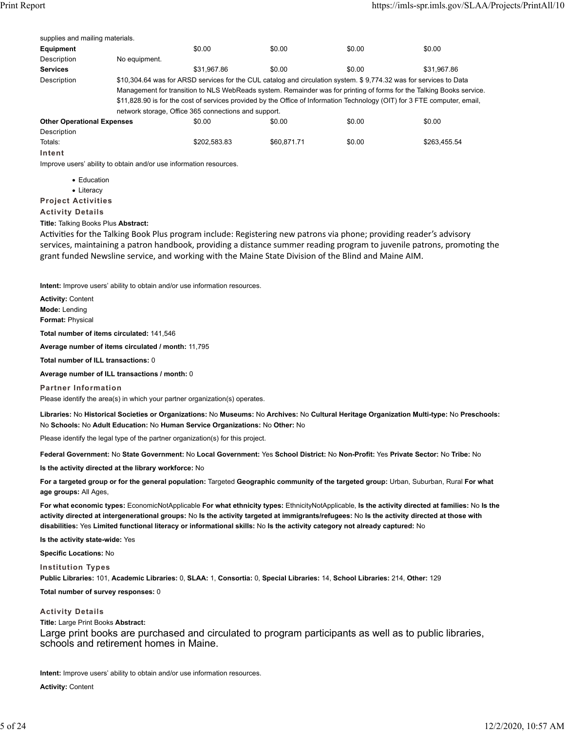supplies and mailing materials.

| | | | | | |
|---|---|---|---|---|---|
| **Equipment** | | $0.00 | $0.00 | $0.00 | $0.00 |
| Description | No equipment. | | | | |
| **Services** | | $31,967.86 | $0.00 | $0.00 | $31,967.86 |
| Description | $10,304.64 was for ARSD services for the CUL catalog and circulation system. $ 9,774.32 was for services to Data Management for transition to NLS WebReads system. Remainder was for printing of forms for the Talking Books service. $11,828.90 is for the cost of services provided by the Office of Information Technology (OIT) for 3 FTE computer, email, network storage, Office 365 connections and support. | | | | |
| **Other Operational Expenses** | | $0.00 | $0.00 | $0.00 | $0.00 |
| Description | | | | | |
| Totals: | | $202,583.83 | $60,871.71 | $0.00 | $263,455.54 |

**Intent**

Improve users' ability to obtain and/or use information resources.

- Education
- Literacy

**Project Activities**

**Activity Details**

**Title:** Talking Books Plus **Abstract:**

Activities for the Talking Book Plus program include: Registering new patrons via phone; providing reader's advisory services, maintaining a patron handbook, providing a distance summer reading program to juvenile patrons, promoting the grant funded Newsline service, and working with the Maine State Division of the Blind and Maine AIM.

**Intent:** Improve users' ability to obtain and/or use information resources.

**Activity:** Content

**Mode:** Lending

**Format:** Physical

**Total number of items circulated:** 141,546

**Average number of items circulated / month:** 11,795

**Total number of ILL transactions:** 0

**Average number of ILL transactions / month:** 0

**Partner Information**

Please identify the area(s) in which your partner organization(s) operates.

**Libraries:** No **Historical Societies or Organizations:** No **Museums:** No **Archives:** No **Cultural Heritage Organization Multi-type:** No **Preschools:** No **Schools:** No **Adult Education:** No **Human Service Organizations:** No **Other:** No

Please identify the legal type of the partner organization(s) for this project.

**Federal Government:** No **State Government:** No **Local Government:** Yes **School District:** No **Non-Profit:** Yes **Private Sector:** No **Tribe:** No

**Is the activity directed at the library workforce:** No

**For a targeted group or for the general population:** Targeted **Geographic community of the targeted group:** Urban, Suburban, Rural **For what age groups:** All Ages,

**For what economic types:** EconomicNotApplicable **For what ethnicity types:** EthnicityNotApplicable, **Is the activity directed at families:** No **Is the activity directed at intergenerational groups:** No **Is the activity targeted at immigrants/refugees:** No **Is the activity directed at those with disabilities:** Yes **Limited functional literacy or informational skills:** No **Is the activity category not already captured:** No

**Is the activity state-wide:** Yes

**Specific Locations:** No

**Institution Types**

**Public Libraries:** 101, **Academic Libraries:** 0, **SLAA:** 1, **Consortia:** 0, **Special Libraries:** 14, **School Libraries:** 214, **Other:** 129

**Total number of survey responses:** 0

**Activity Details**

**Title:** Large Print Books **Abstract:**

Large print books are purchased and circulated to program participants as well as to public libraries, schools and retirement homes in Maine.

**Intent:** Improve users' ability to obtain and/or use information resources.

**Activity:** Content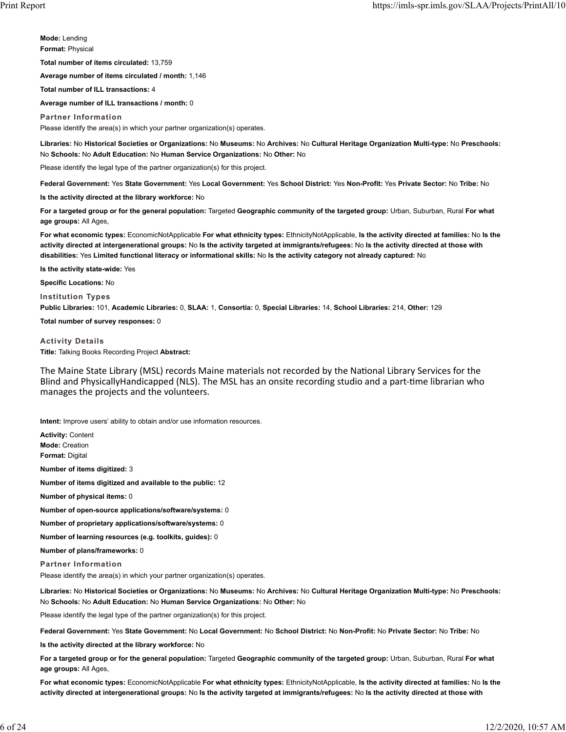**Mode:** Lending
**Format:** Physical

**Total number of items circulated:** 13,759

**Average number of items circulated / month:** 1,146

**Total number of ILL transactions:** 4

**Average number of ILL transactions / month:** 0

### Partner Information

Please identify the area(s) in which your partner organization(s) operates.

**Libraries:** No **Historical Societies or Organizations:** No **Museums:** No **Archives:** No **Cultural Heritage Organization Multi-type:** No **Preschools:** No **Schools:** No **Adult Education:** No **Human Service Organizations:** No **Other:** No

Please identify the legal type of the partner organization(s) for this project.

**Federal Government:** Yes **State Government:** Yes **Local Government:** Yes **School District:** Yes **Non-Profit:** Yes **Private Sector:** No **Tribe:** No

**Is the activity directed at the library workforce:** No

**For a targeted group or for the general population:** Targeted **Geographic community of the targeted group:** Urban, Suburban, Rural **For what age groups:** All Ages,

**For what economic types:** EconomicNotApplicable **For what ethnicity types:** EthnicityNotApplicable, **Is the activity directed at families:** No **Is the activity directed at intergenerational groups:** No **Is the activity targeted at immigrants/refugees:** No **Is the activity directed at those with disabilities:** Yes **Limited functional literacy or informational skills:** No **Is the activity category not already captured:** No

**Is the activity state-wide:** Yes

**Specific Locations:** No

### Institution Types

**Public Libraries:** 101, **Academic Libraries:** 0, **SLAA:** 1, **Consortia:** 0, **Special Libraries:** 14, **School Libraries:** 214, **Other:** 129

**Total number of survey responses:** 0

### Activity Details

**Title:** Talking Books Recording Project **Abstract:**

The Maine State Library (MSL) records Maine materials not recorded by the National Library Services for the Blind and PhysicallyHandicapped (NLS). The MSL has an onsite recording studio and a part-time librarian who manages the projects and the volunteers.

**Intent:** Improve users' ability to obtain and/or use information resources.

**Activity:** Content
**Mode:** Creation
**Format:** Digital

**Number of items digitized:** 3

**Number of items digitized and available to the public:** 12

**Number of physical items:** 0

**Number of open-source applications/software/systems:** 0

**Number of proprietary applications/software/systems:** 0

**Number of learning resources (e.g. toolkits, guides):** 0

**Number of plans/frameworks:** 0

### Partner Information

Please identify the area(s) in which your partner organization(s) operates.

**Libraries:** No **Historical Societies or Organizations:** No **Museums:** No **Archives:** No **Cultural Heritage Organization Multi-type:** No **Preschools:** No **Schools:** No **Adult Education:** No **Human Service Organizations:** No **Other:** No

Please identify the legal type of the partner organization(s) for this project.

**Federal Government:** Yes **State Government:** No **Local Government:** No **School District:** No **Non-Profit:** No **Private Sector:** No **Tribe:** No

**Is the activity directed at the library workforce:** No

**For a targeted group or for the general population:** Targeted **Geographic community of the targeted group:** Urban, Suburban, Rural **For what age groups:** All Ages,

**For what economic types:** EconomicNotApplicable **For what ethnicity types:** EthnicityNotApplicable, **Is the activity directed at families:** No **Is the activity directed at intergenerational groups:** No **Is the activity targeted at immigrants/refugees:** No **Is the activity directed at those with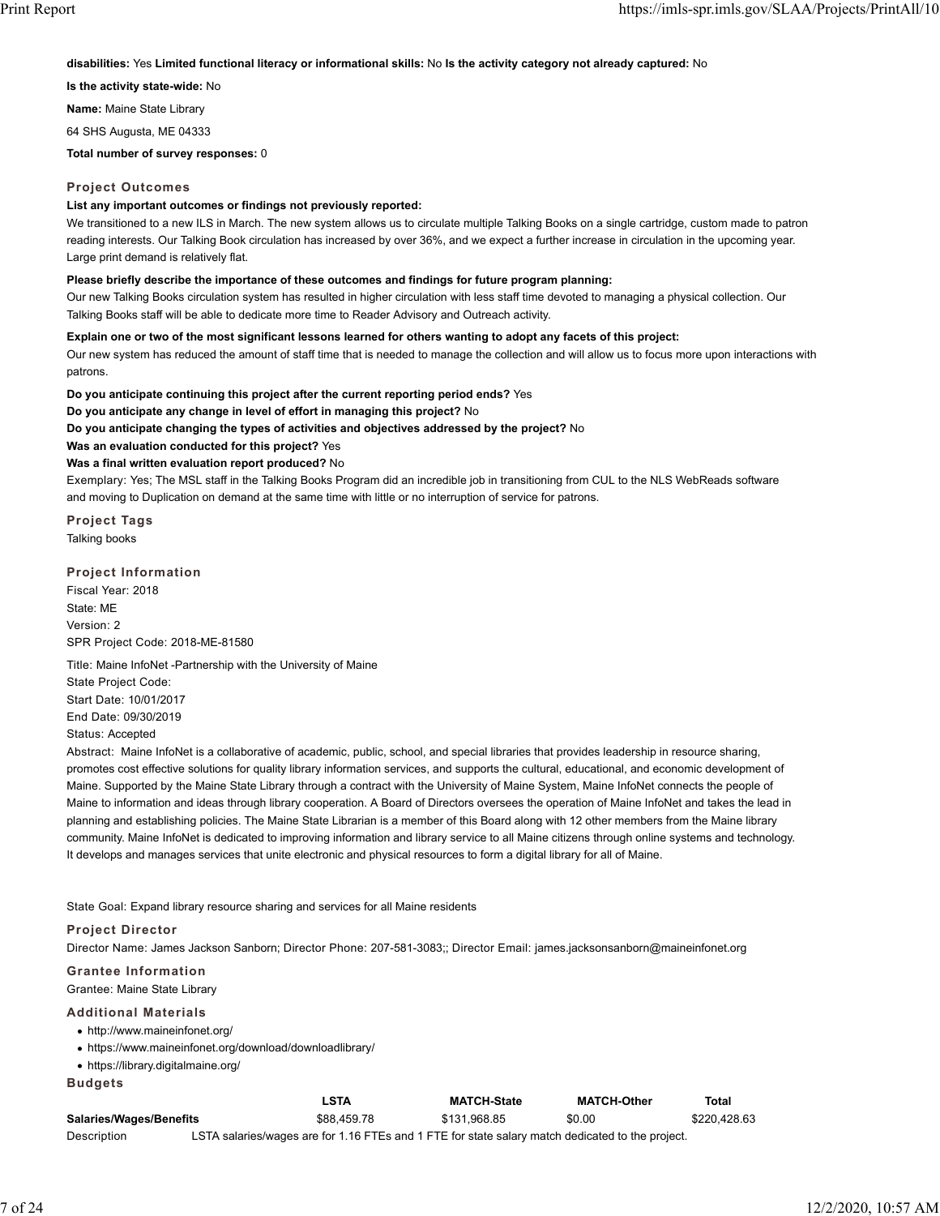**disabilities:** Yes **Limited functional literacy or informational skills:** No **Is the activity category not already captured:** No

**Is the activity state-wide:** No

**Name:** Maine State Library

64 SHS Augusta, ME 04333

**Total number of survey responses:** 0

### Project Outcomes

**List any important outcomes or findings not previously reported:**

We transitioned to a new ILS in March. The new system allows us to circulate multiple Talking Books on a single cartridge, custom made to patron reading interests. Our Talking Book circulation has increased by over 36%, and we expect a further increase in circulation in the upcoming year. Large print demand is relatively flat.

**Please briefly describe the importance of these outcomes and findings for future program planning:**

Our new Talking Books circulation system has resulted in higher circulation with less staff time devoted to managing a physical collection. Our Talking Books staff will be able to dedicate more time to Reader Advisory and Outreach activity.

**Explain one or two of the most significant lessons learned for others wanting to adopt any facets of this project:**

Our new system has reduced the amount of staff time that is needed to manage the collection and will allow us to focus more upon interactions with patrons.

**Do you anticipate continuing this project after the current reporting period ends?** Yes

**Do you anticipate any change in level of effort in managing this project?** No

**Do you anticipate changing the types of activities and objectives addressed by the project?** No

**Was an evaluation conducted for this project?** Yes

**Was a final written evaluation report produced?** No

Exemplary: Yes; The MSL staff in the Talking Books Program did an incredible job in transitioning from CUL to the NLS WebReads software and moving to Duplication on demand at the same time with little or no interruption of service for patrons.

### Project Tags

Talking books

### Project Information

Fiscal Year: 2018

State: ME

Version: 2

SPR Project Code: 2018-ME-81580

Title: Maine InfoNet -Partnership with the University of Maine

State Project Code:

Start Date: 10/01/2017

End Date: 09/30/2019

Status: Accepted

Abstract: Maine InfoNet is a collaborative of academic, public, school, and special libraries that provides leadership in resource sharing, promotes cost effective solutions for quality library information services, and supports the cultural, educational, and economic development of Maine. Supported by the Maine State Library through a contract with the University of Maine System, Maine InfoNet connects the people of Maine to information and ideas through library cooperation. A Board of Directors oversees the operation of Maine InfoNet and takes the lead in planning and establishing policies. The Maine State Librarian is a member of this Board along with 12 other members from the Maine library community. Maine InfoNet is dedicated to improving information and library service to all Maine citizens through online systems and technology. It develops and manages services that unite electronic and physical resources to form a digital library for all of Maine.

State Goal: Expand library resource sharing and services for all Maine residents

### Project Director

Director Name: James Jackson Sanborn; Director Phone: 207-581-3083;; Director Email: james.jacksonsanborn@maineinfonet.org

### Grantee Information

Grantee: Maine State Library

### Additional Materials

- http://www.maineinfonet.org/
- https://www.maineinfonet.org/download/downloadlibrary/
- https://library.digitalmaine.org/

### Budgets

| | LSTA | MATCH-State | MATCH-Other | Total |
|---|---|---|---|---|
| **Salaries/Wages/Benefits** | $88,459.78 | $131,968.85 | $0.00 | $220,428.63 |
| Description | LSTA salaries/wages are for 1.16 FTEs and 1 FTE for state salary match dedicated to the project. | | | |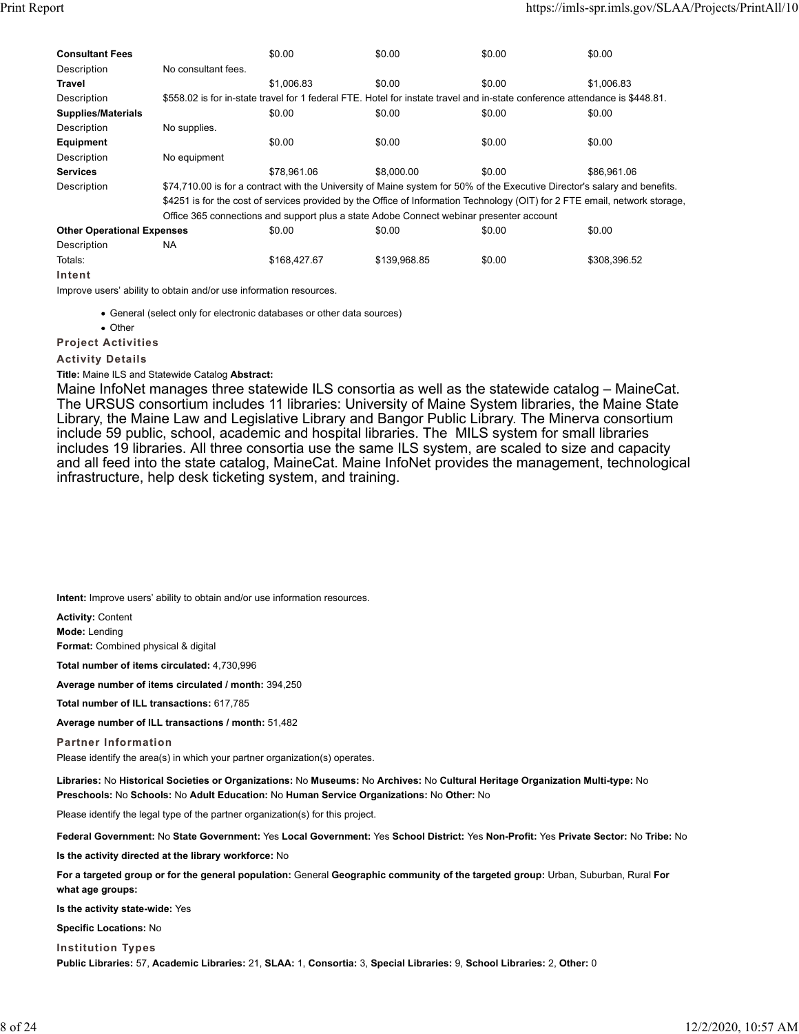| | | | | | |
|---|---|---|---|---|---|
| **Consultant Fees** | | $0.00 | $0.00 | $0.00 | $0.00 |
| Description | No consultant fees. | | | | |
| **Travel** | | $1,006.83 | $0.00 | $0.00 | $1,006.83 |
| Description | $558.02 is for in-state travel for 1 federal FTE. Hotel for instate travel and in-state conference attendance is $448.81. | | | | |
| **Supplies/Materials** | | $0.00 | $0.00 | $0.00 | $0.00 |
| Description | No supplies. | | | | |
| **Equipment** | | $0.00 | $0.00 | $0.00 | $0.00 |
| Description | No equipment | | | | |
| **Services** | | $78,961.06 | $8,000.00 | $0.00 | $86,961.06 |
| Description | $74,710.00 is for a contract with the University of Maine system for 50% of the Executive Director's salary and benefits. $4251 is for the cost of services provided by the Office of Information Technology (OIT) for 2 FTE email, network storage, Office 365 connections and support plus a state Adobe Connect webinar presenter account | | | | |
| **Other Operational Expenses** | | $0.00 | $0.00 | $0.00 | $0.00 |
| Description | NA | | | | |
| Totals: | | $168,427.67 | $139,968.85 | $0.00 | $308,396.52 |

**Intent**

Improve users' ability to obtain and/or use information resources.

- General (select only for electronic databases or other data sources)
- Other

**Project Activities**

**Activity Details**

**Title:** Maine ILS and Statewide Catalog **Abstract:**

Maine InfoNet manages three statewide ILS consortia as well as the statewide catalog – MaineCat. The URSUS consortium includes 11 libraries: University of Maine System libraries, the Maine State Library, the Maine Law and Legislative Library and Bangor Public Library. The Minerva consortium include 59 public, school, academic and hospital libraries. The MILS system for small libraries includes 19 libraries. All three consortia use the same ILS system, are scaled to size and capacity and all feed into the state catalog, MaineCat. Maine InfoNet provides the management, technological infrastructure, help desk ticketing system, and training.

**Intent:** Improve users' ability to obtain and/or use information resources.

**Activity:** Content

**Mode:** Lending

**Format:** Combined physical & digital

**Total number of items circulated:** 4,730,996

**Average number of items circulated / month:** 394,250

**Total number of ILL transactions:** 617,785

**Average number of ILL transactions / month:** 51,482

**Partner Information**

Please identify the area(s) in which your partner organization(s) operates.

**Libraries:** No **Historical Societies or Organizations:** No **Museums:** No **Archives:** No **Cultural Heritage Organization Multi-type:** No **Preschools:** No **Schools:** No **Adult Education:** No **Human Service Organizations:** No **Other:** No

Please identify the legal type of the partner organization(s) for this project.

**Federal Government:** No **State Government:** Yes **Local Government:** Yes **School District:** Yes **Non-Profit:** Yes **Private Sector:** No **Tribe:** No

**Is the activity directed at the library workforce:** No

**For a targeted group or for the general population:** General **Geographic community of the targeted group:** Urban, Suburban, Rural **For what age groups:**

**Is the activity state-wide:** Yes

**Specific Locations:** No

**Institution Types**

**Public Libraries:** 57, **Academic Libraries:** 21, **SLAA:** 1, **Consortia:** 3, **Special Libraries:** 9, **School Libraries:** 2, **Other:** 0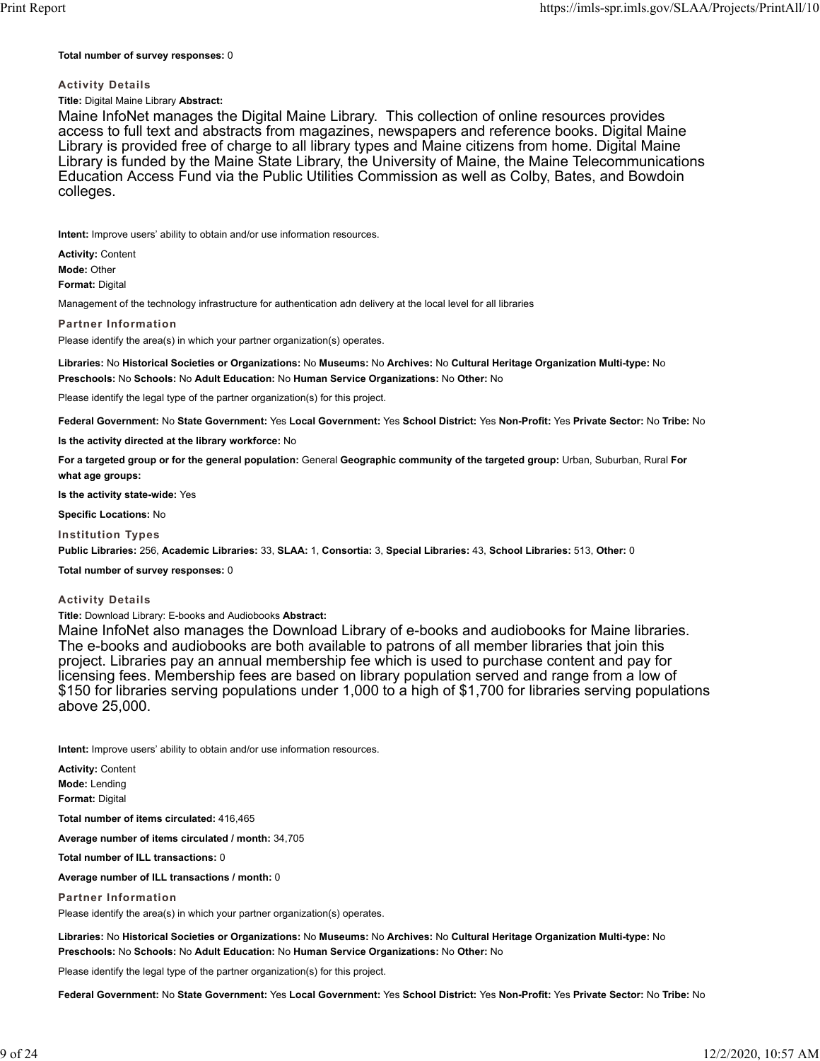**Total number of survey responses:** 0

### Activity Details

**Title:** Digital Maine Library **Abstract:**

Maine InfoNet manages the Digital Maine Library. This collection of online resources provides access to full text and abstracts from magazines, newspapers and reference books. Digital Maine Library is provided free of charge to all library types and Maine citizens from home. Digital Maine Library is funded by the Maine State Library, the University of Maine, the Maine Telecommunications Education Access Fund via the Public Utilities Commission as well as Colby, Bates, and Bowdoin colleges.

**Intent:** Improve users' ability to obtain and/or use information resources.

**Activity:** Content

**Mode:** Other

**Format:** Digital

Management of the technology infrastructure for authentication adn delivery at the local level for all libraries

### Partner Information

Please identify the area(s) in which your partner organization(s) operates.

**Libraries:** No **Historical Societies or Organizations:** No **Museums:** No **Archives:** No **Cultural Heritage Organization Multi-type:** No **Preschools:** No **Schools:** No **Adult Education:** No **Human Service Organizations:** No **Other:** No

Please identify the legal type of the partner organization(s) for this project.

**Federal Government:** No **State Government:** Yes **Local Government:** Yes **School District:** Yes **Non-Profit:** Yes **Private Sector:** No **Tribe:** No

**Is the activity directed at the library workforce:** No

**For a targeted group or for the general population:** General **Geographic community of the targeted group:** Urban, Suburban, Rural **For what age groups:**

**Is the activity state-wide:** Yes

**Specific Locations:** No

### Institution Types

**Public Libraries:** 256, **Academic Libraries:** 33, **SLAA:** 1, **Consortia:** 3, **Special Libraries:** 43, **School Libraries:** 513, **Other:** 0

**Total number of survey responses:** 0

### Activity Details

**Title:** Download Library: E-books and Audiobooks **Abstract:**

Maine InfoNet also manages the Download Library of e-books and audiobooks for Maine libraries. The e-books and audiobooks are both available to patrons of all member libraries that join this project. Libraries pay an annual membership fee which is used to purchase content and pay for licensing fees. Membership fees are based on library population served and range from a low of $150 for libraries serving populations under 1,000 to a high of $1,700 for libraries serving populations above 25,000.

**Intent:** Improve users' ability to obtain and/or use information resources.

**Activity:** Content

**Mode:** Lending

**Format:** Digital

**Total number of items circulated:** 416,465

**Average number of items circulated / month:** 34,705

**Total number of ILL transactions:** 0

**Average number of ILL transactions / month:** 0

### Partner Information

Please identify the area(s) in which your partner organization(s) operates.

**Libraries:** No **Historical Societies or Organizations:** No **Museums:** No **Archives:** No **Cultural Heritage Organization Multi-type:** No **Preschools:** No **Schools:** No **Adult Education:** No **Human Service Organizations:** No **Other:** No

Please identify the legal type of the partner organization(s) for this project.

**Federal Government:** No **State Government:** Yes **Local Government:** Yes **School District:** Yes **Non-Profit:** Yes **Private Sector:** No **Tribe:** No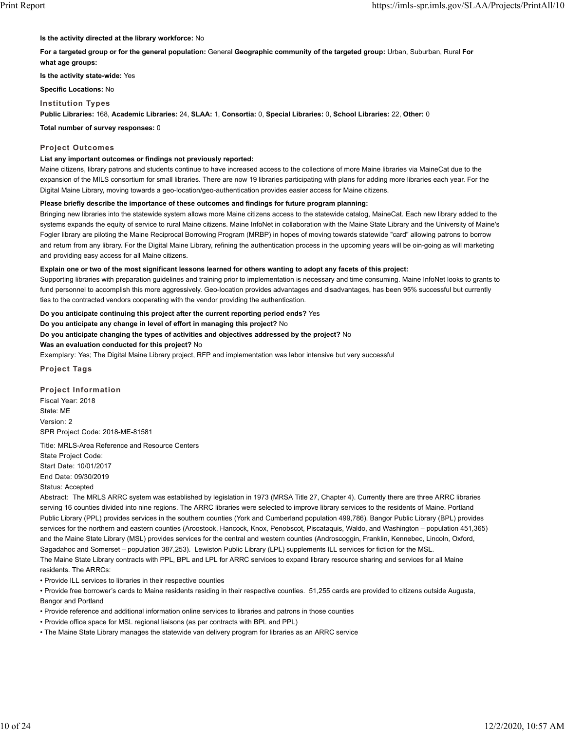**Is the activity directed at the library workforce:** No

**For a targeted group or for the general population:** General **Geographic community of the targeted group:** Urban, Suburban, Rural **For what age groups:**

**Is the activity state-wide:** Yes

**Specific Locations:** No

### Institution Types

**Public Libraries:** 168, **Academic Libraries:** 24, **SLAA:** 1, **Consortia:** 0, **Special Libraries:** 0, **School Libraries:** 22, **Other:** 0

**Total number of survey responses:** 0

### Project Outcomes

**List any important outcomes or findings not previously reported:**

Maine citizens, library patrons and students continue to have increased access to the collections of more Maine libraries via MaineCat due to the expansion of the MILS consortium for small libraries. There are now 19 libraries participating with plans for adding more libraries each year. For the Digital Maine Library, moving towards a geo-location/geo-authentication provides easier access for Maine citizens.

**Please briefly describe the importance of these outcomes and findings for future program planning:**

Bringing new libraries into the statewide system allows more Maine citizens access to the statewide catalog, MaineCat. Each new library added to the systems expands the equity of service to rural Maine citizens. Maine InfoNet in collaboration with the Maine State Library and the University of Maine's Fogler library are piloting the Maine Reciprocal Borrowing Program (MRBP) in hopes of moving towards statewide "card" allowing patrons to borrow and return from any library. For the Digital Maine Library, refining the authentication process in the upcoming years will be oin-going as will marketing and providing easy access for all Maine citizens.

**Explain one or two of the most significant lessons learned for others wanting to adopt any facets of this project:**

Supporting libraries with preparation guidelines and training prior to implementation is necessary and time consuming. Maine InfoNet looks to grants to fund personnel to accomplish this more aggressively. Geo-location provides advantages and disadvantages, has been 95% successful but currently ties to the contracted vendors cooperating with the vendor providing the authentication.

**Do you anticipate continuing this project after the current reporting period ends?** Yes
**Do you anticipate any change in level of effort in managing this project?** No
**Do you anticipate changing the types of activities and objectives addressed by the project?** No
**Was an evaluation conducted for this project?** No
Exemplary: Yes; The Digital Maine Library project, RFP and implementation was labor intensive but very successful

### Project Tags

### Project Information

Fiscal Year: 2018
State: ME
Version: 2
SPR Project Code: 2018-ME-81581

Title: MRLS-Area Reference and Resource Centers
State Project Code:
Start Date: 10/01/2017
End Date: 09/30/2019
Status: Accepted
Abstract: The MRLS ARRC system was established by legislation in 1973 (MRSA Title 27, Chapter 4). Currently there are three ARRC libraries serving 16 counties divided into nine regions. The ARRC libraries were selected to improve library services to the residents of Maine. Portland Public Library (PPL) provides services in the southern counties (York and Cumberland population 499,786). Bangor Public Library (BPL) provides services for the northern and eastern counties (Aroostook, Hancock, Knox, Penobscot, Piscataquis, Waldo, and Washington – population 451,365) and the Maine State Library (MSL) provides services for the central and western counties (Androscoggin, Franklin, Kennebec, Lincoln, Oxford, Sagadahoc and Somerset – population 387,253). Lewiston Public Library (LPL) supplements ILL services for fiction for the MSL.
The Maine State Library contracts with PPL, BPL and LPL for ARRC services to expand library resource sharing and services for all Maine residents. The ARRCs:

- Provide ILL services to libraries in their respective counties
- Provide free borrower's cards to Maine residents residing in their respective counties. 51,255 cards are provided to citizens outside Augusta, Bangor and Portland
- Provide reference and additional information online services to libraries and patrons in those counties
- Provide office space for MSL regional liaisons (as per contracts with BPL and PPL)
- The Maine State Library manages the statewide van delivery program for libraries as an ARRC service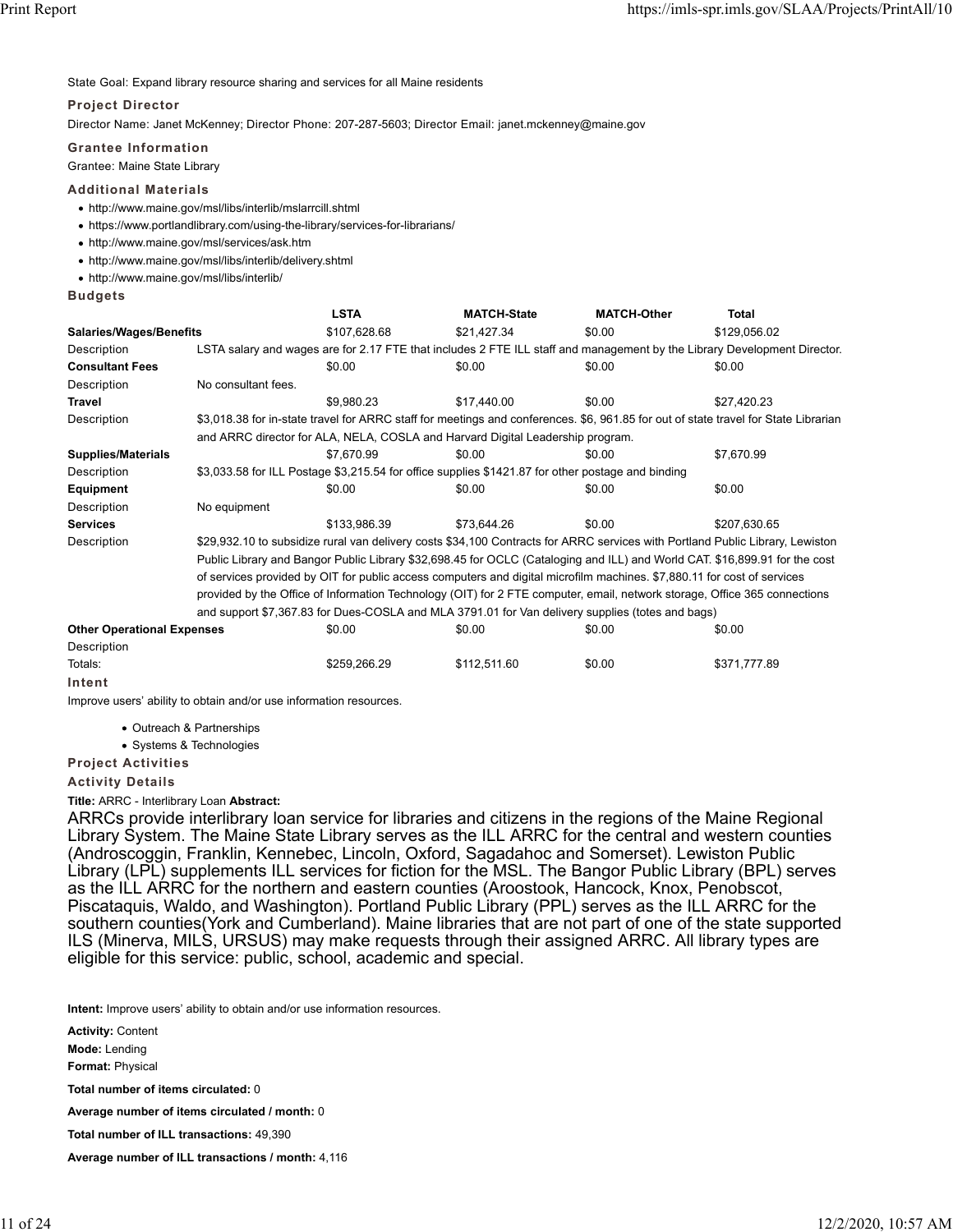State Goal: Expand library resource sharing and services for all Maine residents

### Project Director

Director Name: Janet McKenney; Director Phone: 207-287-5603; Director Email: janet.mckenney@maine.gov

### Grantee Information

Grantee: Maine State Library

### Additional Materials

- http://www.maine.gov/msl/libs/interlib/mslarrcill.shtml
- https://www.portlandlibrary.com/using-the-library/services-for-librarians/
- http://www.maine.gov/msl/services/ask.htm
- http://www.maine.gov/msl/libs/interlib/delivery.shtml
- http://www.maine.gov/msl/libs/interlib/

### Budgets

| | LSTA | MATCH-State | MATCH-Other | Total |
|---|---|---|---|---|
| **Salaries/Wages/Benefits** | $107,628.68 | $21,427.34 | $0.00 | $129,056.02 |
| Description | LSTA salary and wages are for 2.17 FTE that includes 2 FTE ILL staff and management by the Library Development Director. | | | |
| **Consultant Fees** | $0.00 | $0.00 | $0.00 | $0.00 |
| Description | No consultant fees. | | | |
| **Travel** | $9,980.23 | $17,440.00 | $0.00 | $27,420.23 |
| Description | $3,018.38 for in-state travel for ARRC staff for meetings and conferences. $6, 961.85 for out of state travel for State Librarian and ARRC director for ALA, NELA, COSLA and Harvard Digital Leadership program. | | | |
| **Supplies/Materials** | $7,670.99 | $0.00 | $0.00 | $7,670.99 |
| Description | $3,033.58 for ILL Postage $3,215.54 for office supplies $1421.87 for other postage and binding | | | |
| **Equipment** | $0.00 | $0.00 | $0.00 | $0.00 |
| Description | No equipment | | | |
| **Services** | $133,986.39 | $73,644.26 | $0.00 | $207,630.65 |
| Description | $29,932.10 to subsidize rural van delivery costs $34,100 Contracts for ARRC services with Portland Public Library, Lewiston Public Library and Bangor Public Library $32,698.45 for OCLC (Cataloging and ILL) and World CAT. $16,899.91 for the cost of services provided by OIT for public access computers and digital microfilm machines. $7,880.11 for cost of services provided by the Office of Information Technology (OIT) for 2 FTE computer, email, network storage, Office 365 connections and support $7,367.83 for Dues-COSLA and MLA 3791.01 for Van delivery supplies (totes and bags) | | | |
| **Other Operational Expenses** | $0.00 | $0.00 | $0.00 | $0.00 |
| Description | | | | |
| Totals: | $259,266.29 | $112,511.60 | $0.00 | $371,777.89 |

### Intent

Improve users' ability to obtain and/or use information resources.

- Outreach & Partnerships
- Systems & Technologies

### Project Activities

### Activity Details

**Title:** ARRC - Interlibrary Loan **Abstract:**

ARRCs provide interlibrary loan service for libraries and citizens in the regions of the Maine Regional Library System. The Maine State Library serves as the ILL ARRC for the central and western counties (Androscoggin, Franklin, Kennebec, Lincoln, Oxford, Sagadahoc and Somerset). Lewiston Public Library (LPL) supplements ILL services for fiction for the MSL. The Bangor Public Library (BPL) serves as the ILL ARRC for the northern and eastern counties (Aroostook, Hancock, Knox, Penobscot, Piscataquis, Waldo, and Washington). Portland Public Library (PPL) serves as the ILL ARRC for the southern counties(York and Cumberland). Maine libraries that are not part of one of the state supported ILS (Minerva, MILS, URSUS) may make requests through their assigned ARRC. All library types are eligible for this service: public, school, academic and special.

**Intent:** Improve users' ability to obtain and/or use information resources.

**Activity:** Content

**Mode:** Lending

**Format:** Physical

**Total number of items circulated:** 0

**Average number of items circulated / month:** 0

**Total number of ILL transactions:** 49,390

**Average number of ILL transactions / month:** 4,116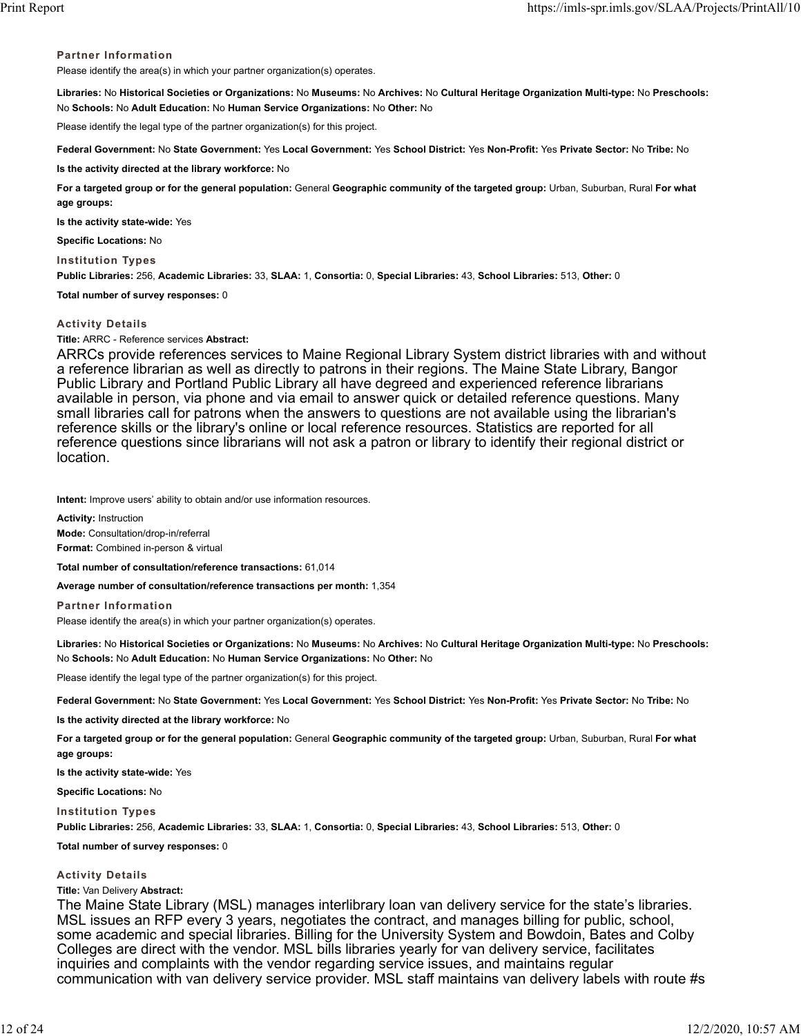#### Partner Information

Please identify the area(s) in which your partner organization(s) operates.

**Libraries:** No **Historical Societies or Organizations:** No **Museums:** No **Archives:** No **Cultural Heritage Organization Multi-type:** No **Preschools:** No **Schools:** No **Adult Education:** No **Human Service Organizations:** No **Other:** No

Please identify the legal type of the partner organization(s) for this project.

**Federal Government:** No **State Government:** Yes **Local Government:** Yes **School District:** Yes **Non-Profit:** Yes **Private Sector:** No **Tribe:** No

**Is the activity directed at the library workforce:** No

**For a targeted group or for the general population:** General **Geographic community of the targeted group:** Urban, Suburban, Rural **For what age groups:**

**Is the activity state-wide:** Yes

**Specific Locations:** No

#### Institution Types

**Public Libraries:** 256, **Academic Libraries:** 33, **SLAA:** 1, **Consortia:** 0, **Special Libraries:** 43, **School Libraries:** 513, **Other:** 0

**Total number of survey responses:** 0

#### Activity Details

**Title:** ARRC - Reference services **Abstract:**

ARRCs provide references services to Maine Regional Library System district libraries with and without a reference librarian as well as directly to patrons in their regions. The Maine State Library, Bangor Public Library and Portland Public Library all have degreed and experienced reference librarians available in person, via phone and via email to answer quick or detailed reference questions. Many small libraries call for patrons when the answers to questions are not available using the librarian's reference skills or the library's online or local reference resources. Statistics are reported for all reference questions since librarians will not ask a patron or library to identify their regional district or location.

**Intent:** Improve users' ability to obtain and/or use information resources.

**Activity:** Instruction

**Mode:** Consultation/drop-in/referral

**Format:** Combined in-person & virtual

**Total number of consultation/reference transactions:** 61,014

**Average number of consultation/reference transactions per month:** 1,354

#### Partner Information

Please identify the area(s) in which your partner organization(s) operates.

**Libraries:** No **Historical Societies or Organizations:** No **Museums:** No **Archives:** No **Cultural Heritage Organization Multi-type:** No **Preschools:** No **Schools:** No **Adult Education:** No **Human Service Organizations:** No **Other:** No

Please identify the legal type of the partner organization(s) for this project.

**Federal Government:** No **State Government:** Yes **Local Government:** Yes **School District:** Yes **Non-Profit:** Yes **Private Sector:** No **Tribe:** No

**Is the activity directed at the library workforce:** No

**For a targeted group or for the general population:** General **Geographic community of the targeted group:** Urban, Suburban, Rural **For what age groups:**

**Is the activity state-wide:** Yes

**Specific Locations:** No

#### Institution Types

**Public Libraries:** 256, **Academic Libraries:** 33, **SLAA:** 1, **Consortia:** 0, **Special Libraries:** 43, **School Libraries:** 513, **Other:** 0

**Total number of survey responses:** 0

#### Activity Details

**Title:** Van Delivery **Abstract:**

The Maine State Library (MSL) manages interlibrary loan van delivery service for the state's libraries. MSL issues an RFP every 3 years, negotiates the contract, and manages billing for public, school, some academic and special libraries. Billing for the University System and Bowdoin, Bates and Colby Colleges are direct with the vendor. MSL bills libraries yearly for van delivery service, facilitates inquiries and complaints with the vendor regarding service issues, and maintains regular communication with van delivery service provider. MSL staff maintains van delivery labels with route #s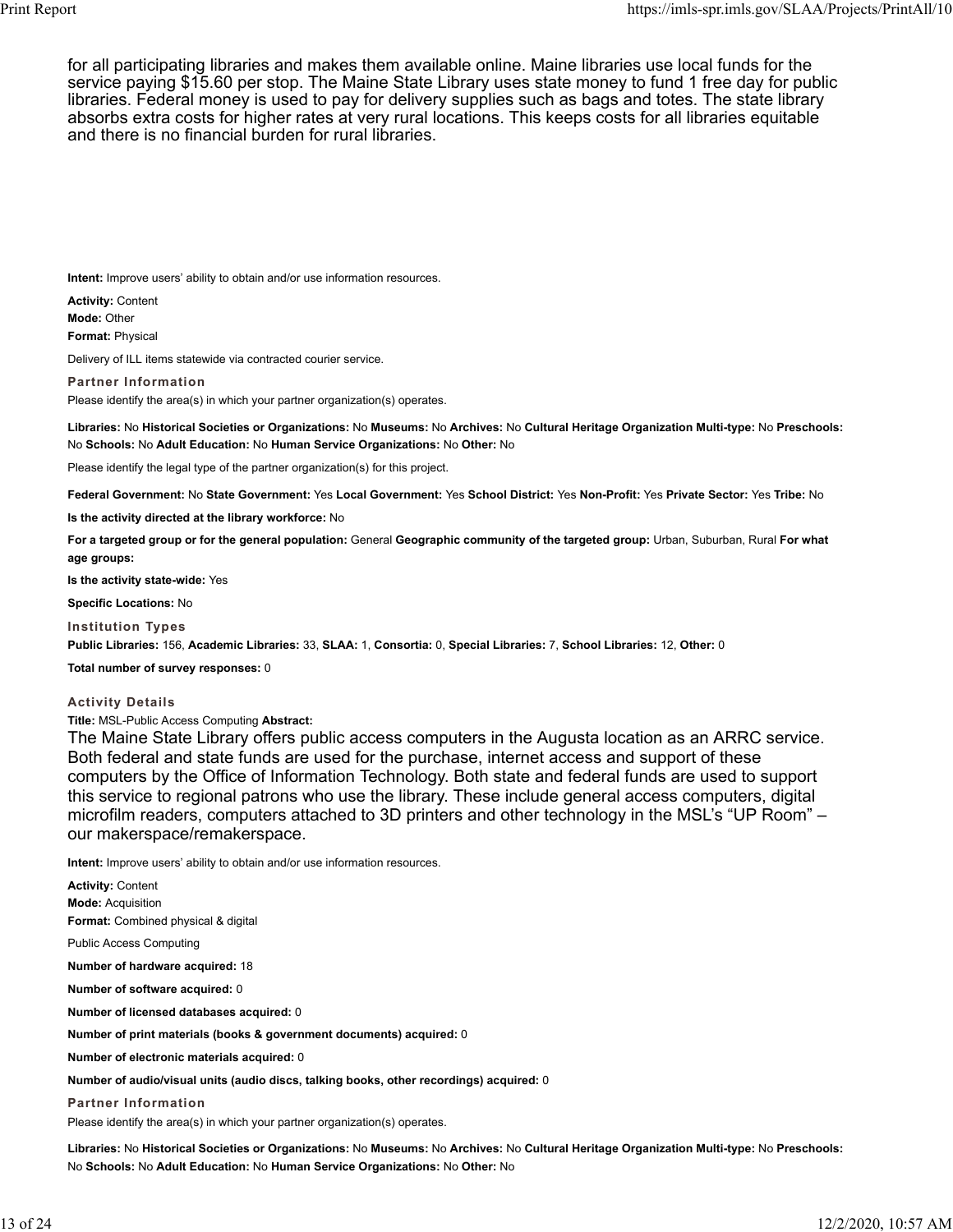for all participating libraries and makes them available online. Maine libraries use local funds for the service paying $15.60 per stop. The Maine State Library uses state money to fund 1 free day for public libraries. Federal money is used to pay for delivery supplies such as bags and totes. The state library absorbs extra costs for higher rates at very rural locations. This keeps costs for all libraries equitable and there is no financial burden for rural libraries.

**Intent:** Improve users' ability to obtain and/or use information resources.

**Activity:** Content
**Mode:** Other
**Format:** Physical

Delivery of ILL items statewide via contracted courier service.

**Partner Information**

Please identify the area(s) in which your partner organization(s) operates.

**Libraries:** No **Historical Societies or Organizations:** No **Museums:** No **Archives:** No **Cultural Heritage Organization Multi-type:** No **Preschools:** No **Schools:** No **Adult Education:** No **Human Service Organizations:** No **Other:** No

Please identify the legal type of the partner organization(s) for this project.

**Federal Government:** No **State Government:** Yes **Local Government:** Yes **School District:** Yes **Non-Profit:** Yes **Private Sector:** Yes **Tribe:** No

**Is the activity directed at the library workforce:** No

**For a targeted group or for the general population:** General **Geographic community of the targeted group:** Urban, Suburban, Rural **For what age groups:**

**Is the activity state-wide:** Yes

**Specific Locations:** No

**Institution Types**

**Public Libraries:** 156, **Academic Libraries:** 33, **SLAA:** 1, **Consortia:** 0, **Special Libraries:** 7, **School Libraries:** 12, **Other:** 0

**Total number of survey responses:** 0

**Activity Details**

**Title:** MSL-Public Access Computing **Abstract:**

The Maine State Library offers public access computers in the Augusta location as an ARRC service. Both federal and state funds are used for the purchase, internet access and support of these computers by the Office of Information Technology. Both state and federal funds are used to support this service to regional patrons who use the library. These include general access computers, digital microfilm readers, computers attached to 3D printers and other technology in the MSL's "UP Room" – our makerspace/remakerspace.

**Intent:** Improve users' ability to obtain and/or use information resources.

**Activity:** Content
**Mode:** Acquisition
**Format:** Combined physical & digital

Public Access Computing

**Number of hardware acquired:** 18

**Number of software acquired:** 0

**Number of licensed databases acquired:** 0

**Number of print materials (books & government documents) acquired:** 0

**Number of electronic materials acquired:** 0

**Number of audio/visual units (audio discs, talking books, other recordings) acquired:** 0

**Partner Information**

Please identify the area(s) in which your partner organization(s) operates.

**Libraries:** No **Historical Societies or Organizations:** No **Museums:** No **Archives:** No **Cultural Heritage Organization Multi-type:** No **Preschools:** No **Schools:** No **Adult Education:** No **Human Service Organizations:** No **Other:** No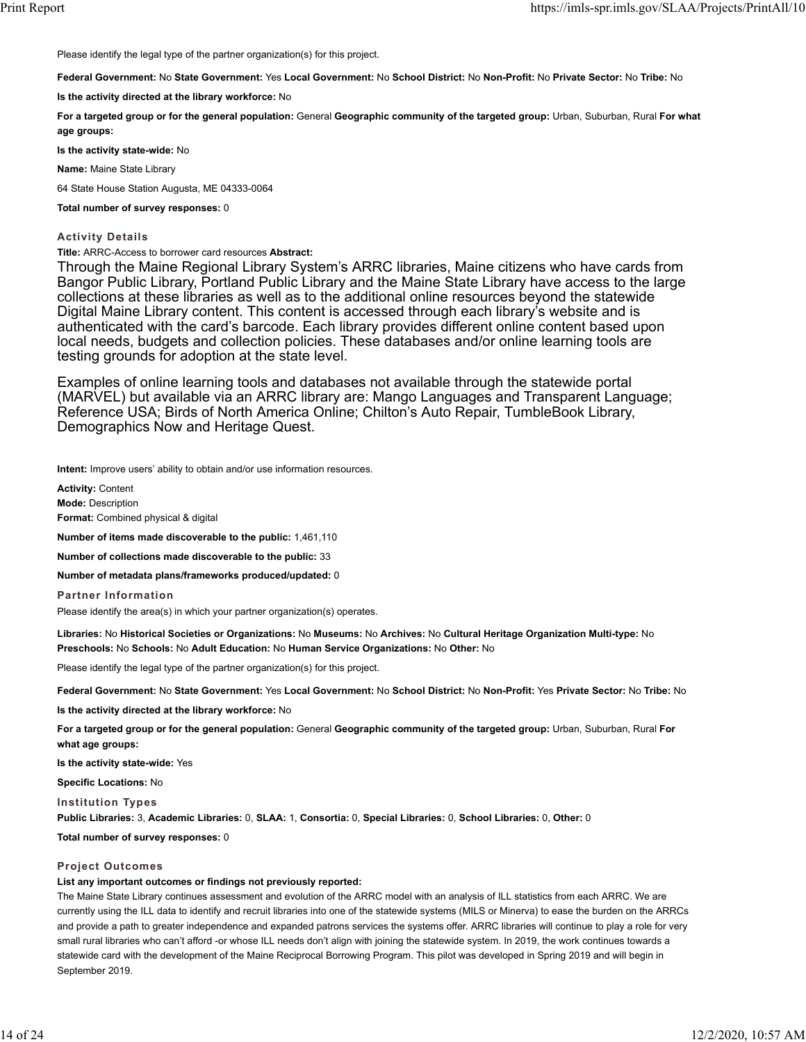Please identify the legal type of the partner organization(s) for this project.

**Federal Government:** No **State Government:** Yes **Local Government:** No **School District:** No **Non-Profit:** No **Private Sector:** No **Tribe:** No

**Is the activity directed at the library workforce:** No

**For a targeted group or for the general population:** General **Geographic community of the targeted group:** Urban, Suburban, Rural **For what age groups:**

**Is the activity state-wide:** No

**Name:** Maine State Library

64 State House Station Augusta, ME 04333-0064

**Total number of survey responses:** 0

### Activity Details

**Title:** ARRC-Access to borrower card resources **Abstract:**

Through the Maine Regional Library System's ARRC libraries, Maine citizens who have cards from Bangor Public Library, Portland Public Library and the Maine State Library have access to the large collections at these libraries as well as to the additional online resources beyond the statewide Digital Maine Library content. This content is accessed through each library's website and is authenticated with the card's barcode. Each library provides different online content based upon local needs, budgets and collection policies. These databases and/or online learning tools are testing grounds for adoption at the state level.

Examples of online learning tools and databases not available through the statewide portal (MARVEL) but available via an ARRC library are: Mango Languages and Transparent Language; Reference USA; Birds of North America Online; Chilton's Auto Repair, TumbleBook Library, Demographics Now and Heritage Quest.

**Intent:** Improve users' ability to obtain and/or use information resources.

**Activity:** Content
**Mode:** Description
**Format:** Combined physical & digital

**Number of items made discoverable to the public:** 1,461,110

**Number of collections made discoverable to the public:** 33

**Number of metadata plans/frameworks produced/updated:** 0

### Partner Information

Please identify the area(s) in which your partner organization(s) operates.

**Libraries:** No **Historical Societies or Organizations:** No **Museums:** No **Archives:** No **Cultural Heritage Organization Multi-type:** No **Preschools:** No **Schools:** No **Adult Education:** No **Human Service Organizations:** No **Other:** No

Please identify the legal type of the partner organization(s) for this project.

**Federal Government:** No **State Government:** Yes **Local Government:** No **School District:** No **Non-Profit:** Yes **Private Sector:** No **Tribe:** No

**Is the activity directed at the library workforce:** No

**For a targeted group or for the general population:** General **Geographic community of the targeted group:** Urban, Suburban, Rural **For what age groups:**

**Is the activity state-wide:** Yes

**Specific Locations:** No

### Institution Types

**Public Libraries:** 3, **Academic Libraries:** 0, **SLAA:** 1, **Consortia:** 0, **Special Libraries:** 0, **School Libraries:** 0, **Other:** 0

**Total number of survey responses:** 0

### Project Outcomes

**List any important outcomes or findings not previously reported:**

The Maine State Library continues assessment and evolution of the ARRC model with an analysis of ILL statistics from each ARRC. We are currently using the ILL data to identify and recruit libraries into one of the statewide systems (MILS or Minerva) to ease the burden on the ARRCs and provide a path to greater independence and expanded patrons services the systems offer. ARRC libraries will continue to play a role for very small rural libraries who can't afford -or whose ILL needs don't align with joining the statewide system. In 2019, the work continues towards a statewide card with the development of the Maine Reciprocal Borrowing Program. This pilot was developed in Spring 2019 and will begin in September 2019.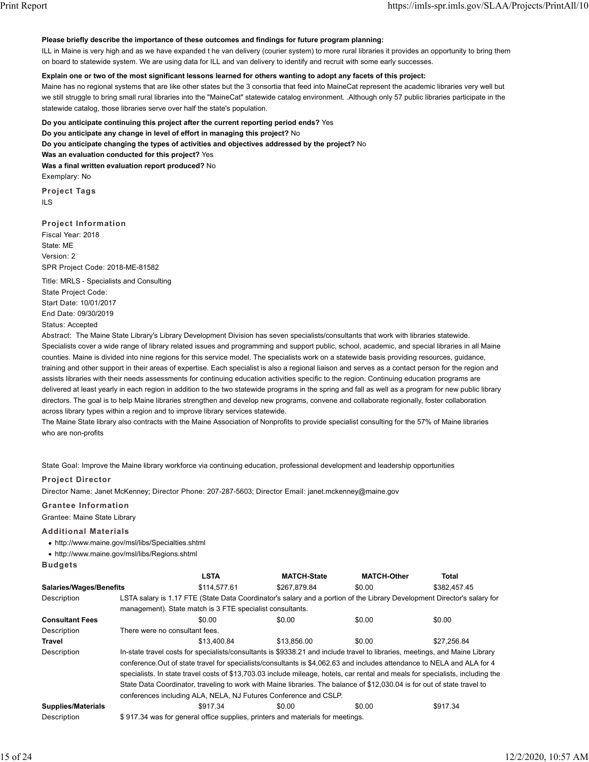**Please briefly describe the importance of these outcomes and findings for future program planning:**

ILL in Maine is very high and as we have expanded t he van delivery (courier system) to more rural libraries it provides an opportunity to bring them on board to statewide system. We are using data for ILL and van delivery to identify and recruit with some early successes.

**Explain one or two of the most significant lessons learned for others wanting to adopt any facets of this project:**

Maine has no regional systems that are like other states but the 3 consortia that feed into MaineCat represent the academic libraries very well but we still struggle to bring small rural libraries into the "MaineCat" statewide catalog environment. .Although only 57 public libraries participate in the statewide catalog, those libraries serve over half the state's population.

**Do you anticipate continuing this project after the current reporting period ends?** Yes

**Do you anticipate any change in level of effort in managing this project?** No

**Do you anticipate changing the types of activities and objectives addressed by the project?** No

**Was an evaluation conducted for this project?** Yes

**Was a final written evaluation report produced?** No

Exemplary: No

### Project Tags

ILS

### Project Information

Fiscal Year: 2018

State: ME

Version: 2

SPR Project Code: 2018-ME-81582

Title: MRLS - Specialists and Consulting

State Project Code:

Start Date: 10/01/2017

End Date: 09/30/2019

Status: Accepted

Abstract: The Maine State Library's Library Development Division has seven specialists/consultants that work with libraries statewide. Specialists cover a wide range of library related issues and programming and support public, school, academic, and special libraries in all Maine counties. Maine is divided into nine regions for this service model. The specialists work on a statewide basis providing resources, guidance, training and other support in their areas of expertise. Each specialist is also a regional liaison and serves as a contact person for the region and assists libraries with their needs assessments for continuing education activities specific to the region. Continuing education programs are delivered at least yearly in each region in addition to the two statewide programs in the spring and fall as well as a program for new public library directors. The goal is to help Maine libraries strengthen and develop new programs, convene and collaborate regionally, foster collaboration across library types within a region and to improve library services statewide.

The Maine State library also contracts with the Maine Association of Nonprofits to provide specialist consulting for the 57% of Maine libraries who are non-profits

State Goal: Improve the Maine library workforce via continuing education, professional development and leadership opportunities

### Project Director

Director Name: Janet McKenney; Director Phone: 207-287-5603; Director Email: janet.mckenney@maine.gov

### Grantee Information

Grantee: Maine State Library

### Additional Materials

- http://www.maine.gov/msl/libs/Specialties.shtml
- http://www.maine.gov/msl/libs/Regions.shtml

### Budgets

| | LSTA | MATCH-State | MATCH-Other | Total |
|---|---|---|---|---|
| **Salaries/Wages/Benefits** | $114,577.61 | $267,879.84 | $0.00 | $382,457.45 |
| Description | LSTA salary is 1.17 FTE (State Data Coordinator's salary and a portion of the Library Development Director's salary for management). State match is 3 FTE specialist consultants. | | | |
| **Consultant Fees** | $0.00 | $0.00 | $0.00 | $0.00 |
| Description | There were no consultant fees. | | | |
| **Travel** | $13,400.84 | $13,856.00 | $0.00 | $27,256.84 |
| Description | In-state travel costs for specialists/consultants is $9338.21 and include travel to libraries, meetings, and Maine Library conference.Out of state travel for specialists/consultants is $4,062.63 and includes attendance to NELA and ALA for 4 specialists. In state travel costs of $13,703.03 include mileage, hotels, car rental and meals for specialists, including the State Data Coordinator, traveling to work with Maine libraries. The balance of $12,030.04 is for out of state travel to conferences including ALA, NELA, NJ Futures Conference and CSLP. | | | |
| **Supplies/Materials** | $917.34 | $0.00 | $0.00 | $917.34 |
| Description | $ 917.34 was for general office supplies, printers and materials for meetings. | | | |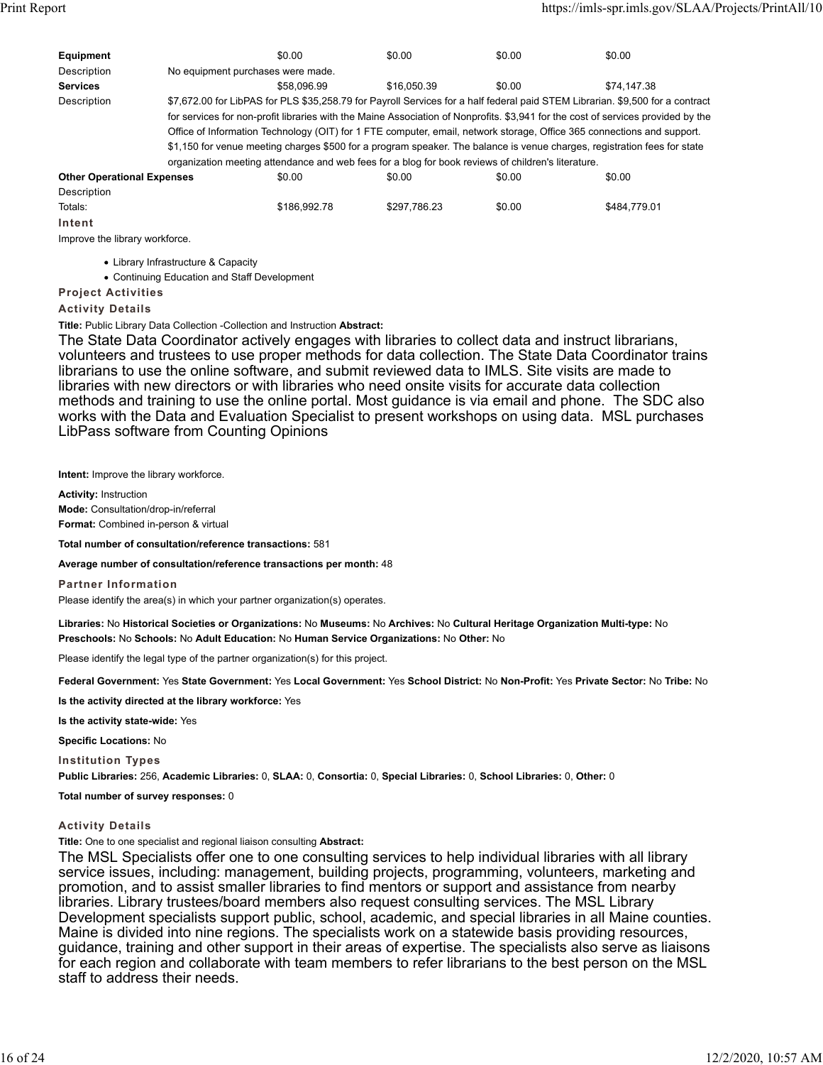| | | | | | |
|---|---|---|---|---|---|
| **Equipment** | | $0.00 | $0.00 | $0.00 | $0.00 |
| Description | No equipment purchases were made. | | | | |
| **Services** | | $58,096.99 | $16,050.39 | $0.00 | $74,147.38 |
| Description | $7,672.00 for LibPAS for PLS $35,258.79 for Payroll Services for a half federal paid STEM Librarian. $9,500 for a contract for services for non-profit libraries with the Maine Association of Nonprofits. $3,941 for the cost of services provided by the Office of Information Technology (OIT) for 1 FTE computer, email, network storage, Office 365 connections and support. $1,150 for venue meeting charges $500 for a program speaker. The balance is venue charges, registration fees for state organization meeting attendance and web fees for a blog for book reviews of children's literature. | | | | |
| **Other Operational Expenses** | | $0.00 | $0.00 | $0.00 | $0.00 |
| Description | | | | | |
| Totals: | | $186,992.78 | $297,786.23 | $0.00 | $484,779.01 |

**Intent**

Improve the library workforce.

- Library Infrastructure & Capacity
- Continuing Education and Staff Development

**Project Activities**

**Activity Details**

**Title:** Public Library Data Collection -Collection and Instruction **Abstract:**

The State Data Coordinator actively engages with libraries to collect data and instruct librarians, volunteers and trustees to use proper methods for data collection. The State Data Coordinator trains librarians to use the online software, and submit reviewed data to IMLS. Site visits are made to libraries with new directors or with libraries who need onsite visits for accurate data collection methods and training to use the online portal. Most guidance is via email and phone. The SDC also works with the Data and Evaluation Specialist to present workshops on using data. MSL purchases LibPass software from Counting Opinions

**Intent:** Improve the library workforce.

**Activity:** Instruction
**Mode:** Consultation/drop-in/referral
**Format:** Combined in-person & virtual

**Total number of consultation/reference transactions:** 581

**Average number of consultation/reference transactions per month:** 48

**Partner Information**

Please identify the area(s) in which your partner organization(s) operates.

**Libraries:** No **Historical Societies or Organizations:** No **Museums:** No **Archives:** No **Cultural Heritage Organization Multi-type:** No **Preschools:** No **Schools:** No **Adult Education:** No **Human Service Organizations:** No **Other:** No

Please identify the legal type of the partner organization(s) for this project.

**Federal Government:** Yes **State Government:** Yes **Local Government:** Yes **School District:** No **Non-Profit:** Yes **Private Sector:** No **Tribe:** No

**Is the activity directed at the library workforce:** Yes

**Is the activity state-wide:** Yes

**Specific Locations:** No

**Institution Types**

**Public Libraries:** 256, **Academic Libraries:** 0, **SLAA:** 0, **Consortia:** 0, **Special Libraries:** 0, **School Libraries:** 0, **Other:** 0

**Total number of survey responses:** 0

**Activity Details**

**Title:** One to one specialist and regional liaison consulting **Abstract:**

The MSL Specialists offer one to one consulting services to help individual libraries with all library service issues, including: management, building projects, programming, volunteers, marketing and promotion, and to assist smaller libraries to find mentors or support and assistance from nearby libraries. Library trustees/board members also request consulting services. The MSL Library Development specialists support public, school, academic, and special libraries in all Maine counties. Maine is divided into nine regions. The specialists work on a statewide basis providing resources, guidance, training and other support in their areas of expertise. The specialists also serve as liaisons for each region and collaborate with team members to refer librarians to the best person on the MSL staff to address their needs.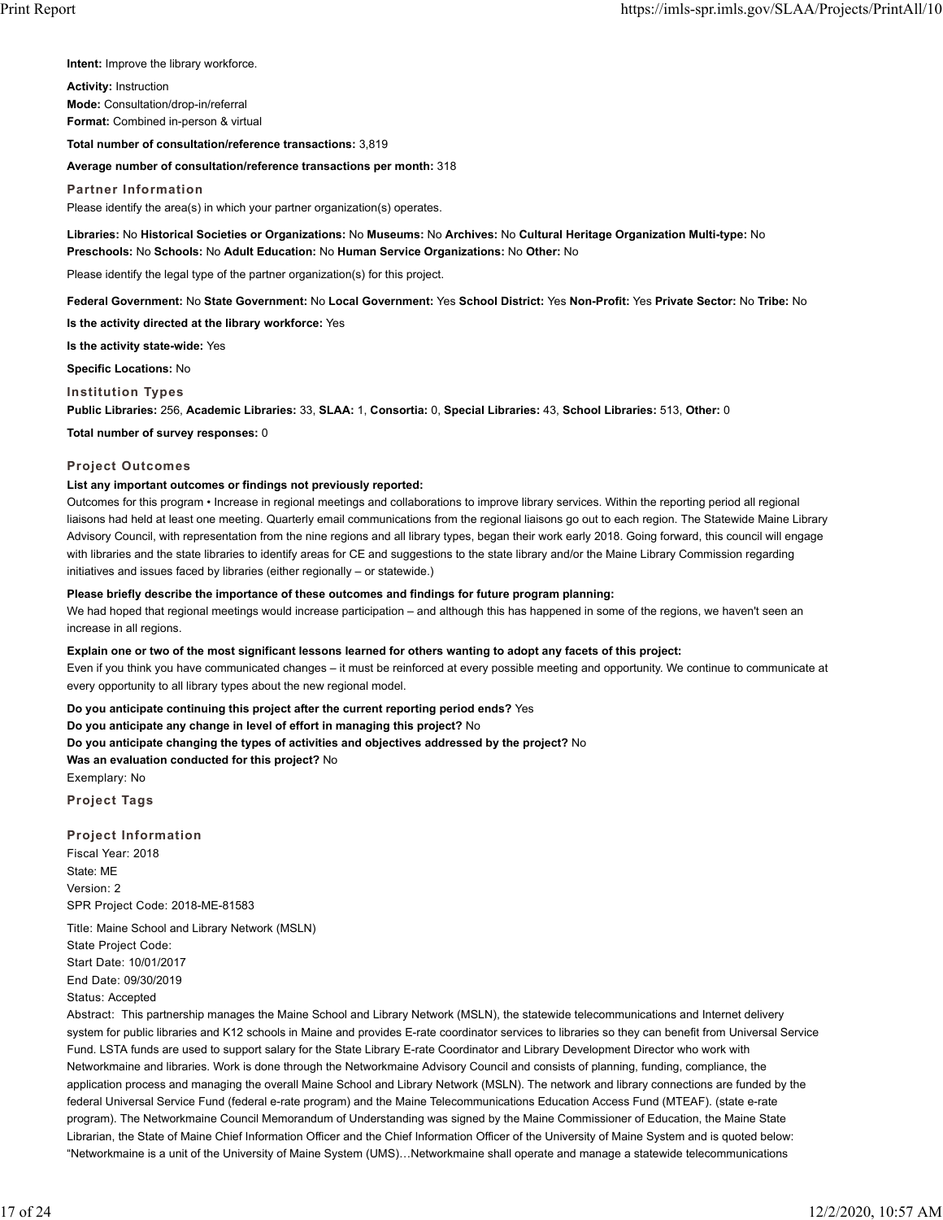**Intent:** Improve the library workforce.

**Activity:** Instruction
**Mode:** Consultation/drop-in/referral
**Format:** Combined in-person & virtual

**Total number of consultation/reference transactions:** 3,819

**Average number of consultation/reference transactions per month:** 318

### Partner Information

Please identify the area(s) in which your partner organization(s) operates.

**Libraries:** No **Historical Societies or Organizations:** No **Museums:** No **Archives:** No **Cultural Heritage Organization Multi-type:** No **Preschools:** No **Schools:** No **Adult Education:** No **Human Service Organizations:** No **Other:** No

Please identify the legal type of the partner organization(s) for this project.

**Federal Government:** No **State Government:** No **Local Government:** Yes **School District:** Yes **Non-Profit:** Yes **Private Sector:** No **Tribe:** No

**Is the activity directed at the library workforce:** Yes

**Is the activity state-wide:** Yes

**Specific Locations:** No

### Institution Types

**Public Libraries:** 256, **Academic Libraries:** 33, **SLAA:** 1, **Consortia:** 0, **Special Libraries:** 43, **School Libraries:** 513, **Other:** 0

**Total number of survey responses:** 0

### Project Outcomes

**List any important outcomes or findings not previously reported:**

Outcomes for this program • Increase in regional meetings and collaborations to improve library services. Within the reporting period all regional liaisons had held at least one meeting. Quarterly email communications from the regional liaisons go out to each region. The Statewide Maine Library Advisory Council, with representation from the nine regions and all library types, began their work early 2018. Going forward, this council will engage with libraries and the state libraries to identify areas for CE and suggestions to the state library and/or the Maine Library Commission regarding initiatives and issues faced by libraries (either regionally – or statewide.)

**Please briefly describe the importance of these outcomes and findings for future program planning:**

We had hoped that regional meetings would increase participation – and although this has happened in some of the regions, we haven't seen an increase in all regions.

**Explain one or two of the most significant lessons learned for others wanting to adopt any facets of this project:**

Even if you think you have communicated changes – it must be reinforced at every possible meeting and opportunity. We continue to communicate at every opportunity to all library types about the new regional model.

**Do you anticipate continuing this project after the current reporting period ends?** Yes
**Do you anticipate any change in level of effort in managing this project?** No
**Do you anticipate changing the types of activities and objectives addressed by the project?** No
**Was an evaluation conducted for this project?** No
Exemplary: No

### Project Tags

### Project Information

Fiscal Year: 2018
State: ME
Version: 2
SPR Project Code: 2018-ME-81583

Title: Maine School and Library Network (MSLN)
State Project Code:
Start Date: 10/01/2017
End Date: 09/30/2019
Status: Accepted

Abstract: This partnership manages the Maine School and Library Network (MSLN), the statewide telecommunications and Internet delivery system for public libraries and K12 schools in Maine and provides E-rate coordinator services to libraries so they can benefit from Universal Service Fund. LSTA funds are used to support salary for the State Library E-rate Coordinator and Library Development Director who work with Networkmaine and libraries. Work is done through the Networkmaine Advisory Council and consists of planning, funding, compliance, the application process and managing the overall Maine School and Library Network (MSLN). The network and library connections are funded by the federal Universal Service Fund (federal e-rate program) and the Maine Telecommunications Education Access Fund (MTEAF). (state e-rate program). The Networkmaine Council Memorandum of Understanding was signed by the Maine Commissioner of Education, the Maine State Librarian, the State of Maine Chief Information Officer and the Chief Information Officer of the University of Maine System and is quoted below: "Networkmaine is a unit of the University of Maine System (UMS)…Networkmaine shall operate and manage a statewide telecommunications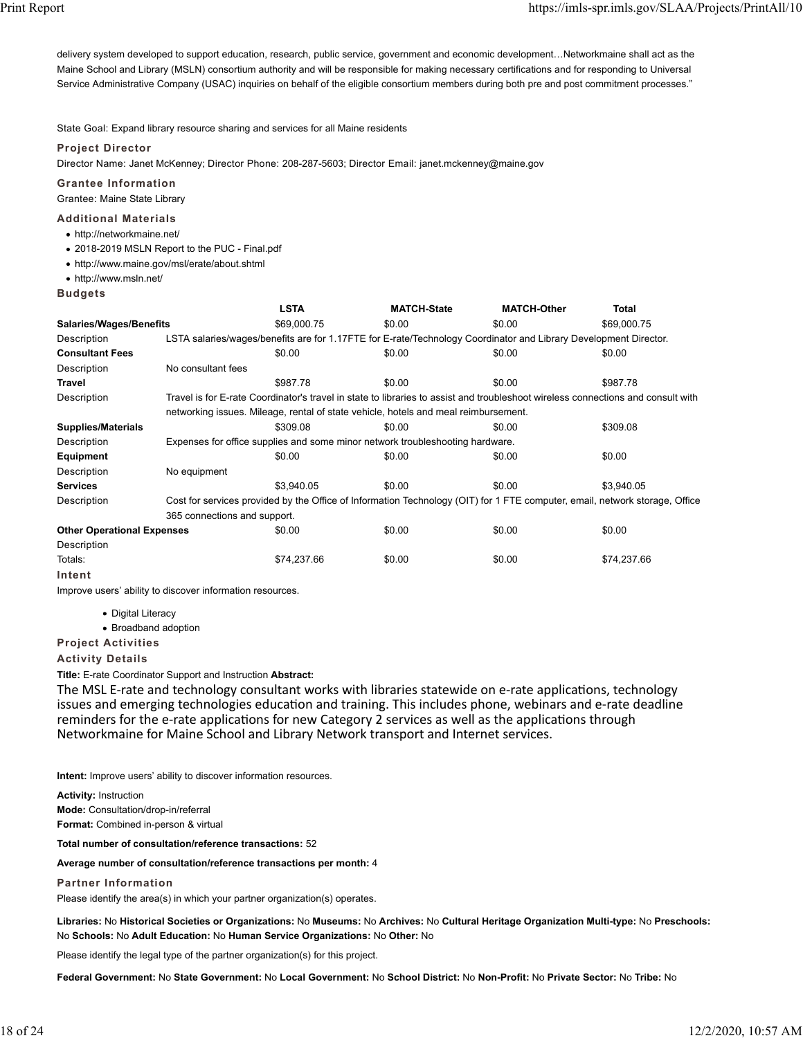delivery system developed to support education, research, public service, government and economic development…Networkmaine shall act as the Maine School and Library (MSLN) consortium authority and will be responsible for making necessary certifications and for responding to Universal Service Administrative Company (USAC) inquiries on behalf of the eligible consortium members during both pre and post commitment processes."

State Goal: Expand library resource sharing and services for all Maine residents

### Project Director

Director Name: Janet McKenney; Director Phone: 208-287-5603; Director Email: janet.mckenney@maine.gov

### Grantee Information

Grantee: Maine State Library

### Additional Materials

- http://networkmaine.net/
- 2018-2019 MSLN Report to the PUC - Final.pdf
- http://www.maine.gov/msl/erate/about.shtml
- http://www.msln.net/

### Budgets

| | LSTA | MATCH-State | MATCH-Other | Total |
|---|---|---|---|---|
| **Salaries/Wages/Benefits** | $69,000.75 | $0.00 | $0.00 | $69,000.75 |
| Description | LSTA salaries/wages/benefits are for 1.17FTE for E-rate/Technology Coordinator and Library Development Director. | | | |
| **Consultant Fees** | $0.00 | $0.00 | $0.00 | $0.00 |
| Description | No consultant fees | | | |
| **Travel** | $987.78 | $0.00 | $0.00 | $987.78 |
| Description | Travel is for E-rate Coordinator's travel in state to libraries to assist and troubleshoot wireless connections and consult with networking issues. Mileage, rental of state vehicle, hotels and meal reimbursement. | | | |
| **Supplies/Materials** | $309.08 | $0.00 | $0.00 | $309.08 |
| Description | Expenses for office supplies and some minor network troubleshooting hardware. | | | |
| **Equipment** | $0.00 | $0.00 | $0.00 | $0.00 |
| Description | No equipment | | | |
| **Services** | $3,940.05 | $0.00 | $0.00 | $3,940.05 |
| Description | Cost for services provided by the Office of Information Technology (OIT) for 1 FTE computer, email, network storage, Office 365 connections and support. | | | |
| **Other Operational Expenses** | $0.00 | $0.00 | $0.00 | $0.00 |
| Description | | | | |
| Totals: | $74,237.66 | $0.00 | $0.00 | $74,237.66 |

### Intent

Improve users' ability to discover information resources.

- Digital Literacy
- Broadband adoption

### Project Activities

### Activity Details

**Title:** E-rate Coordinator Support and Instruction **Abstract:**

The MSL E-rate and technology consultant works with libraries statewide on e-rate applications, technology issues and emerging technologies education and training. This includes phone, webinars and e-rate deadline reminders for the e-rate applications for new Category 2 services as well as the applications through Networkmaine for Maine School and Library Network transport and Internet services.

**Intent:** Improve users' ability to discover information resources.

**Activity:** Instruction
**Mode:** Consultation/drop-in/referral
**Format:** Combined in-person & virtual

**Total number of consultation/reference transactions:** 52

**Average number of consultation/reference transactions per month:** 4

### Partner Information

Please identify the area(s) in which your partner organization(s) operates.

**Libraries:** No **Historical Societies or Organizations:** No **Museums:** No **Archives:** No **Cultural Heritage Organization Multi-type:** No **Preschools:** No **Schools:** No **Adult Education:** No **Human Service Organizations:** No **Other:** No

Please identify the legal type of the partner organization(s) for this project.

**Federal Government:** No **State Government:** No **Local Government:** No **School District:** No **Non-Profit:** No **Private Sector:** No **Tribe:** No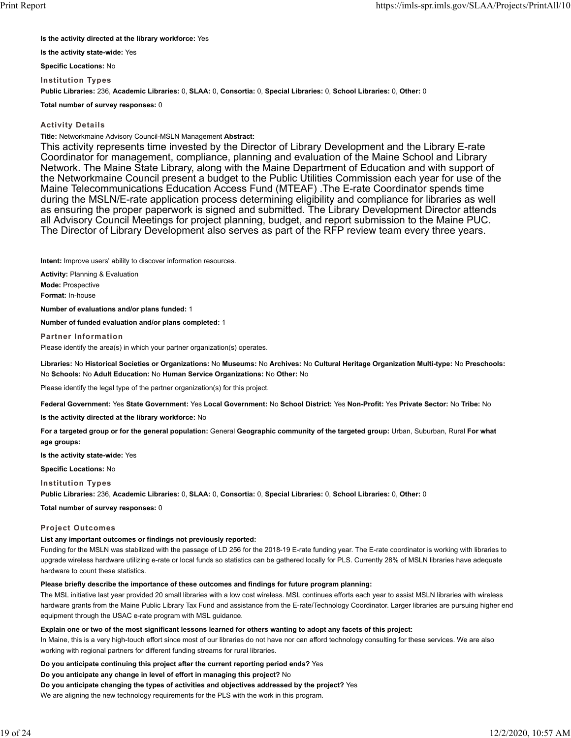**Is the activity directed at the library workforce:** Yes

**Is the activity state-wide:** Yes

**Specific Locations:** No

### Institution Types

**Public Libraries:** 236, **Academic Libraries:** 0, **SLAA:** 0, **Consortia:** 0, **Special Libraries:** 0, **School Libraries:** 0, **Other:** 0

**Total number of survey responses:** 0

### Activity Details

**Title:** Networkmaine Advisory Council-MSLN Management **Abstract:**

This activity represents time invested by the Director of Library Development and the Library E-rate Coordinator for management, compliance, planning and evaluation of the Maine School and Library Network. The Maine State Library, along with the Maine Department of Education and with support of the Networkmaine Council present a budget to the Public Utilities Commission each year for use of the Maine Telecommunications Education Access Fund (MTEAF) .The E-rate Coordinator spends time during the MSLN/E-rate application process determining eligibility and compliance for libraries as well as ensuring the proper paperwork is signed and submitted. The Library Development Director attends all Advisory Council Meetings for project planning, budget, and report submission to the Maine PUC. The Director of Library Development also serves as part of the RFP review team every three years.

**Intent:** Improve users' ability to discover information resources.

**Activity:** Planning & Evaluation

**Mode:** Prospective

**Format:** In-house

**Number of evaluations and/or plans funded:** 1

**Number of funded evaluation and/or plans completed:** 1

### Partner Information

Please identify the area(s) in which your partner organization(s) operates.

**Libraries:** No **Historical Societies or Organizations:** No **Museums:** No **Archives:** No **Cultural Heritage Organization Multi-type:** No **Preschools:** No **Schools:** No **Adult Education:** No **Human Service Organizations:** No **Other:** No

Please identify the legal type of the partner organization(s) for this project.

**Federal Government:** Yes **State Government:** Yes **Local Government:** No **School District:** Yes **Non-Profit:** Yes **Private Sector:** No **Tribe:** No

**Is the activity directed at the library workforce:** No

**For a targeted group or for the general population:** General **Geographic community of the targeted group:** Urban, Suburban, Rural **For what age groups:**

**Is the activity state-wide:** Yes

**Specific Locations:** No

### Institution Types

**Public Libraries:** 236, **Academic Libraries:** 0, **SLAA:** 0, **Consortia:** 0, **Special Libraries:** 0, **School Libraries:** 0, **Other:** 0

**Total number of survey responses:** 0

### Project Outcomes

**List any important outcomes or findings not previously reported:**

Funding for the MSLN was stabilized with the passage of LD 256 for the 2018-19 E-rate funding year. The E-rate coordinator is working with libraries to upgrade wireless hardware utilizing e-rate or local funds so statistics can be gathered locally for PLS. Currently 28% of MSLN libraries have adequate hardware to count these statistics.

**Please briefly describe the importance of these outcomes and findings for future program planning:**

The MSL initiative last year provided 20 small libraries with a low cost wireless. MSL continues efforts each year to assist MSLN libraries with wireless hardware grants from the Maine Public Library Tax Fund and assistance from the E-rate/Technology Coordinator. Larger libraries are pursuing higher end equipment through the USAC e-rate program with MSL guidance.

**Explain one or two of the most significant lessons learned for others wanting to adopt any facets of this project:**

In Maine, this is a very high-touch effort since most of our libraries do not have nor can afford technology consulting for these services. We are also working with regional partners for different funding streams for rural libraries.

**Do you anticipate continuing this project after the current reporting period ends?** Yes

**Do you anticipate any change in level of effort in managing this project?** No

**Do you anticipate changing the types of activities and objectives addressed by the project?** Yes

We are aligning the new technology requirements for the PLS with the work in this program.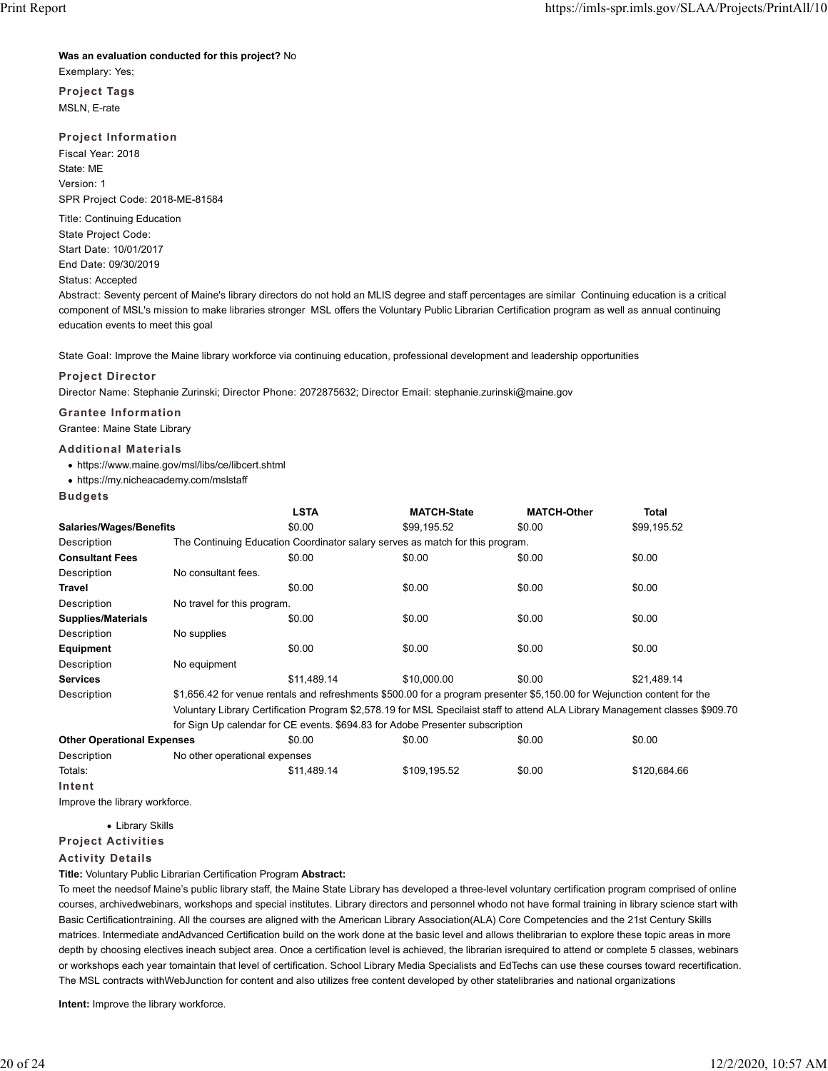**Was an evaluation conducted for this project?** No

Exemplary: Yes;

### Project Tags

MSLN, E-rate

### Project Information

Fiscal Year: 2018

State: ME

Version: 1

SPR Project Code: 2018-ME-81584

Title: Continuing Education

State Project Code:

Start Date: 10/01/2017

End Date: 09/30/2019

Status: Accepted

Abstract: Seventy percent of Maine's library directors do not hold an MLIS degree and staff percentages are similar  Continuing education is a critical component of MSL's mission to make libraries stronger  MSL offers the Voluntary Public Librarian Certification program as well as annual continuing education events to meet this goal

State Goal: Improve the Maine library workforce via continuing education, professional development and leadership opportunities

### Project Director

Director Name: Stephanie Zurinski; Director Phone: 2072875632; Director Email: stephanie.zurinski@maine.gov

### Grantee Information

Grantee: Maine State Library

### Additional Materials

- https://www.maine.gov/msl/libs/ce/libcert.shtml
- https://my.nicheacademy.com/mslstaff

### Budgets

| | | LSTA | MATCH-State | MATCH-Other | Total |
|---|---|---|---|---|---|
| **Salaries/Wages/Benefits** | | $0.00 | $99,195.52 | $0.00 | $99,195.52 |
| Description | The Continuing Education Coordinator salary serves as match for this program. | | | | |
| **Consultant Fees** | | $0.00 | $0.00 | $0.00 | $0.00 |
| Description | No consultant fees. | | | | |
| **Travel** | | $0.00 | $0.00 | $0.00 | $0.00 |
| Description | No travel for this program. | | | | |
| **Supplies/Materials** | | $0.00 | $0.00 | $0.00 | $0.00 |
| Description | No supplies | | | | |
| **Equipment** | | $0.00 | $0.00 | $0.00 | $0.00 |
| Description | No equipment | | | | |
| **Services** | | $11,489.14 | $10,000.00 | $0.00 | $21,489.14 |
| Description | $1,656.42 for venue rentals and refreshments $500.00 for a program presenter $5,150.00 for Wejunction content for the Voluntary Library Certification Program $2,578.19 for MSL Specilaist staff to attend ALA Library Management classes $909.70 for Sign Up calendar for CE events. $694.83 for Adobe Presenter subscription | | | | |
| **Other Operational Expenses** | | $0.00 | $0.00 | $0.00 | $0.00 |
| Description | No other operational expenses | | | | |
| Totals: | | $11,489.14 | $109,195.52 | $0.00 | $120,684.66 |

### Intent

Improve the library workforce.

- Library Skills

### Project Activities

### Activity Details

**Title:** Voluntary Public Librarian Certification Program **Abstract:**

To meet the needsof Maine's public library staff, the Maine State Library has developed a three-level voluntary certification program comprised of online courses, archivedwebinars, workshops and special institutes. Library directors and personnel whodo not have formal training in library science start with Basic Certificationtraining. All the courses are aligned with the American Library Association(ALA) Core Competencies and the 21st Century Skills matrices. Intermediate andAdvanced Certification build on the work done at the basic level and allows thelibrarian to explore these topic areas in more depth by choosing electives ineach subject area. Once a certification level is achieved, the librarian isrequired to attend or complete 5 classes, webinars or workshops each year tomaintain that level of certification. School Library Media Specialists and EdTechs can use these courses toward recertification. The MSL contracts withWebJunction for content and also utilizes free content developed by other statelibraries and national organizations

**Intent:** Improve the library workforce.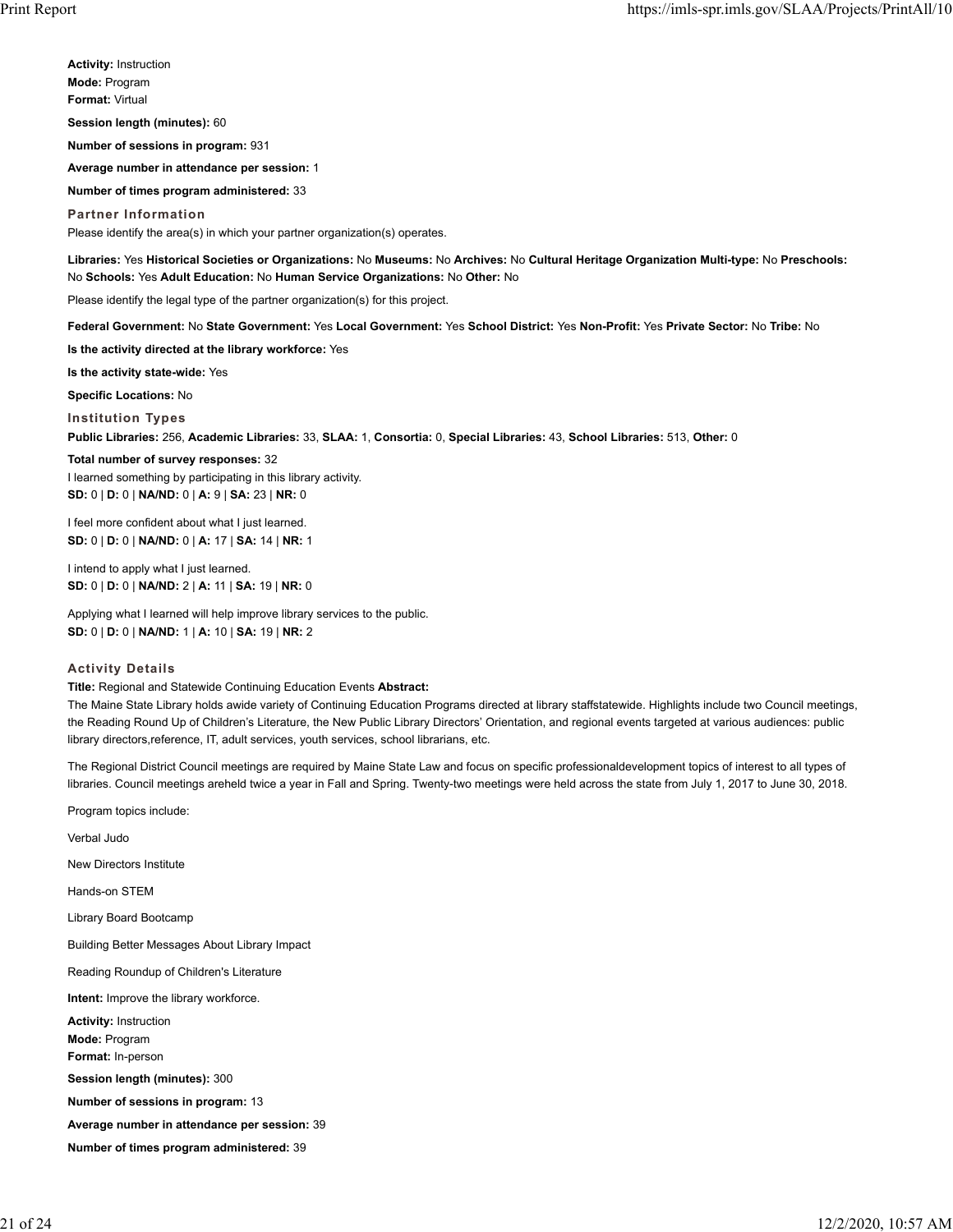**Activity:** Instruction
**Mode:** Program
**Format:** Virtual

**Session length (minutes):** 60

**Number of sessions in program:** 931

**Average number in attendance per session:** 1

**Number of times program administered:** 33

### Partner Information

Please identify the area(s) in which your partner organization(s) operates.

**Libraries:** Yes **Historical Societies or Organizations:** No **Museums:** No **Archives:** No **Cultural Heritage Organization Multi-type:** No **Preschools:** No **Schools:** Yes **Adult Education:** No **Human Service Organizations:** No **Other:** No

Please identify the legal type of the partner organization(s) for this project.

**Federal Government:** No **State Government:** Yes **Local Government:** Yes **School District:** Yes **Non-Profit:** Yes **Private Sector:** No **Tribe:** No

**Is the activity directed at the library workforce:** Yes

**Is the activity state-wide:** Yes

**Specific Locations:** No

### Institution Types

**Public Libraries:** 256, **Academic Libraries:** 33, **SLAA:** 1, **Consortia:** 0, **Special Libraries:** 43, **School Libraries:** 513, **Other:** 0

**Total number of survey responses:** 32

I learned something by participating in this library activity.
**SD:** 0 | **D:** 0 | **NA/ND:** 0 | **A:** 9 | **SA:** 23 | **NR:** 0

I feel more confident about what I just learned.
**SD:** 0 | **D:** 0 | **NA/ND:** 0 | **A:** 17 | **SA:** 14 | **NR:** 1

I intend to apply what I just learned.
**SD:** 0 | **D:** 0 | **NA/ND:** 2 | **A:** 11 | **SA:** 19 | **NR:** 0

Applying what I learned will help improve library services to the public.
**SD:** 0 | **D:** 0 | **NA/ND:** 1 | **A:** 10 | **SA:** 19 | **NR:** 2

### Activity Details

**Title:** Regional and Statewide Continuing Education Events **Abstract:**

The Maine State Library holds awide variety of Continuing Education Programs directed at library staffstatewide. Highlights include two Council meetings, the Reading Round Up of Children's Literature, the New Public Library Directors' Orientation, and regional events targeted at various audiences: public library directors,reference, IT, adult services, youth services, school librarians, etc.

The Regional District Council meetings are required by Maine State Law and focus on specific professionaldevelopment topics of interest to all types of libraries. Council meetings areheld twice a year in Fall and Spring. Twenty-two meetings were held across the state from July 1, 2017 to June 30, 2018.

Program topics include:

Verbal Judo

New Directors Institute

Hands-on STEM

Library Board Bootcamp

Building Better Messages About Library Impact

Reading Roundup of Children's Literature

**Intent:** Improve the library workforce.

**Activity:** Instruction
**Mode:** Program
**Format:** In-person

**Session length (minutes):** 300

**Number of sessions in program:** 13

**Average number in attendance per session:** 39

**Number of times program administered:** 39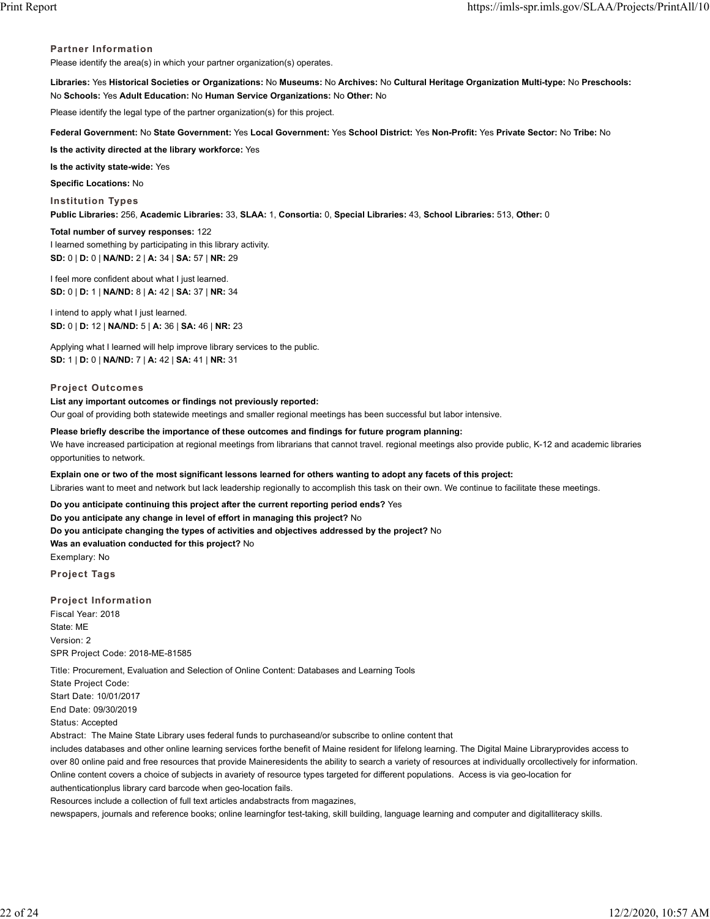### Partner Information

Please identify the area(s) in which your partner organization(s) operates.

**Libraries:** Yes **Historical Societies or Organizations:** No **Museums:** No **Archives:** No **Cultural Heritage Organization Multi-type:** No **Preschools:** No **Schools:** Yes **Adult Education:** No **Human Service Organizations:** No **Other:** No

Please identify the legal type of the partner organization(s) for this project.

**Federal Government:** No **State Government:** Yes **Local Government:** Yes **School District:** Yes **Non-Profit:** Yes **Private Sector:** No **Tribe:** No

**Is the activity directed at the library workforce:** Yes

**Is the activity state-wide:** Yes

**Specific Locations:** No

### Institution Types

**Public Libraries:** 256, **Academic Libraries:** 33, **SLAA:** 1, **Consortia:** 0, **Special Libraries:** 43, **School Libraries:** 513, **Other:** 0

**Total number of survey responses:** 122

I learned something by participating in this library activity.
**SD:** 0 | **D:** 0 | **NA/ND:** 2 | **A:** 34 | **SA:** 57 | **NR:** 29

I feel more confident about what I just learned.
**SD:** 0 | **D:** 1 | **NA/ND:** 8 | **A:** 42 | **SA:** 37 | **NR:** 34

I intend to apply what I just learned.
**SD:** 0 | **D:** 12 | **NA/ND:** 5 | **A:** 36 | **SA:** 46 | **NR:** 23

Applying what I learned will help improve library services to the public.
**SD:** 1 | **D:** 0 | **NA/ND:** 7 | **A:** 42 | **SA:** 41 | **NR:** 31

### Project Outcomes

**List any important outcomes or findings not previously reported:**

Our goal of providing both statewide meetings and smaller regional meetings has been successful but labor intensive.

**Please briefly describe the importance of these outcomes and findings for future program planning:**

We have increased participation at regional meetings from librarians that cannot travel. regional meetings also provide public, K-12 and academic libraries opportunities to network.

**Explain one or two of the most significant lessons learned for others wanting to adopt any facets of this project:**

Libraries want to meet and network but lack leadership regionally to accomplish this task on their own. We continue to facilitate these meetings.

**Do you anticipate continuing this project after the current reporting period ends?** Yes

**Do you anticipate any change in level of effort in managing this project?** No

**Do you anticipate changing the types of activities and objectives addressed by the project?** No

**Was an evaluation conducted for this project?** No

Exemplary: No

### Project Tags

### Project Information

Fiscal Year: 2018
State: ME
Version: 2
SPR Project Code: 2018-ME-81585

Title: Procurement, Evaluation and Selection of Online Content: Databases and Learning Tools
State Project Code:
Start Date: 10/01/2017
End Date: 09/30/2019
Status: Accepted

Abstract: The Maine State Library uses federal funds to purchaseand/or subscribe to online content that
includes databases and other online learning services forthe benefit of Maine resident for lifelong learning. The Digital Maine Libraryprovides access to over 80 online paid and free resources that provide Maineresidents the ability to search a variety of resources at individually orcollectively for information. Online content covers a choice of subjects in avariety of resource types targeted for different populations. Access is via geo-location for authenticationplus library card barcode when geo-location fails.
Resources include a collection of full text articles andabstracts from magazines,
newspapers, journals and reference books; online learningfor test-taking, skill building, language learning and computer and digitalliteracy skills.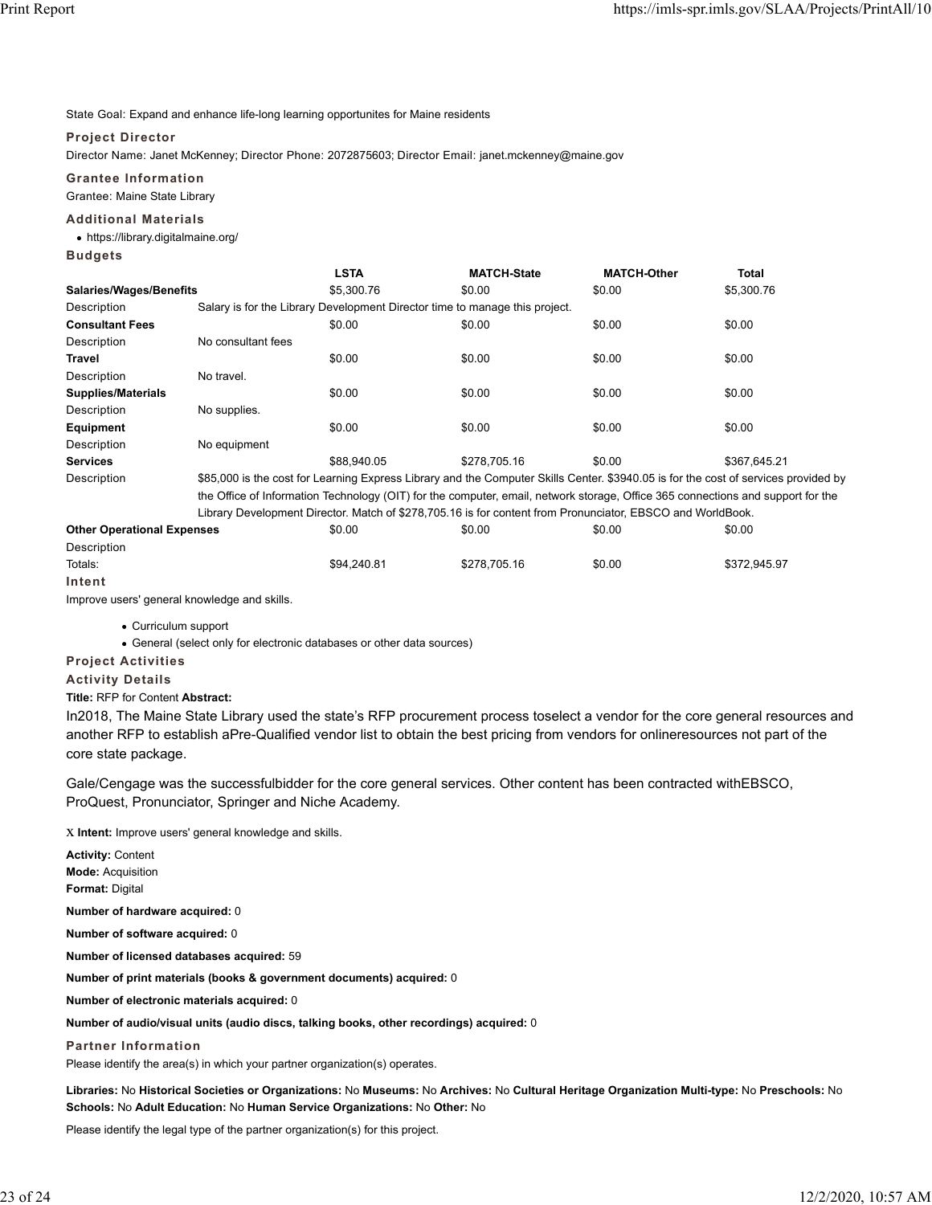State Goal: Expand and enhance life-long learning opportunites for Maine residents

### Project Director

Director Name: Janet McKenney; Director Phone: 2072875603; Director Email: janet.mckenney@maine.gov

### Grantee Information

Grantee: Maine State Library

### Additional Materials

- https://library.digitalmaine.org/

### Budgets

| | | LSTA | MATCH-State | MATCH-Other | Total |
|---|---|---|---|---|---|
| **Salaries/Wages/Benefits** | | $5,300.76 | $0.00 | $0.00 | $5,300.76 |
| Description | Salary is for the Library Development Director time to manage this project. | | | | |
| **Consultant Fees** | | $0.00 | $0.00 | $0.00 | $0.00 |
| Description | No consultant fees | | | | |
| **Travel** | | $0.00 | $0.00 | $0.00 | $0.00 |
| Description | No travel. | | | | |
| **Supplies/Materials** | | $0.00 | $0.00 | $0.00 | $0.00 |
| Description | No supplies. | | | | |
| **Equipment** | | $0.00 | $0.00 | $0.00 | $0.00 |
| Description | No equipment | | | | |
| **Services** | | $88,940.05 | $278,705.16 | $0.00 | $367,645.21 |
| Description | $85,000 is the cost for Learning Express Library and the Computer Skills Center. $3940.05 is for the cost of services provided by the Office of Information Technology (OIT) for the computer, email, network storage, Office 365 connections and support for the Library Development Director. Match of $278,705.16 is for content from Pronunciator, EBSCO and WorldBook. | | | | |
| **Other Operational Expenses** | | $0.00 | $0.00 | $0.00 | $0.00 |
| Description | | | | | |
| Totals: | | $94,240.81 | $278,705.16 | $0.00 | $372,945.97 |

### Intent

Improve users' general knowledge and skills.

- Curriculum support
- General (select only for electronic databases or other data sources)

### Project Activities

### Activity Details

**Title:** RFP for Content **Abstract:**

In2018, The Maine State Library used the state's RFP procurement process toselect a vendor for the core general resources and another RFP to establish aPre-Qualified vendor list to obtain the best pricing from vendors for onlineresources not part of the core state package.

Gale/Cengage was the successfulbidder for the core general services. Other content has been contracted withEBSCO, ProQuest, Pronunciator, Springer and Niche Academy.

X **Intent:** Improve users' general knowledge and skills.

**Activity:** Content
**Mode:** Acquisition
**Format:** Digital

**Number of hardware acquired:** 0

**Number of software acquired:** 0

**Number of licensed databases acquired:** 59

**Number of print materials (books & government documents) acquired:** 0

**Number of electronic materials acquired:** 0

**Number of audio/visual units (audio discs, talking books, other recordings) acquired:** 0

### Partner Information

Please identify the area(s) in which your partner organization(s) operates.

**Libraries:** No **Historical Societies or Organizations:** No **Museums:** No **Archives:** No **Cultural Heritage Organization Multi-type:** No **Preschools:** No **Schools:** No **Adult Education:** No **Human Service Organizations:** No **Other:** No

Please identify the legal type of the partner organization(s) for this project.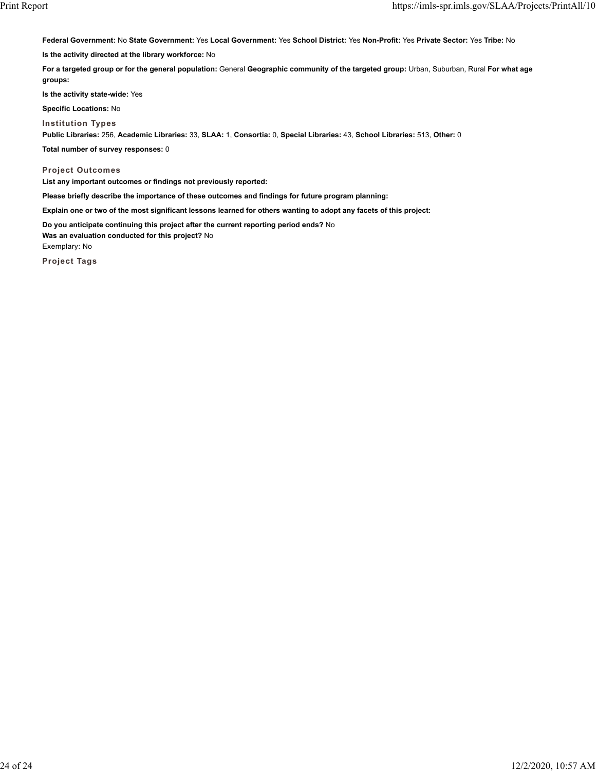**Federal Government:** No **State Government:** Yes **Local Government:** Yes **School District:** Yes **Non-Profit:** Yes **Private Sector:** Yes **Tribe:** No

**Is the activity directed at the library workforce:** No

**For a targeted group or for the general population:** General **Geographic community of the targeted group:** Urban, Suburban, Rural **For what age groups:**

**Is the activity state-wide:** Yes

**Specific Locations:** No

### Institution Types

**Public Libraries:** 256, **Academic Libraries:** 33, **SLAA:** 1, **Consortia:** 0, **Special Libraries:** 43, **School Libraries:** 513, **Other:** 0

**Total number of survey responses:** 0

### Project Outcomes

**List any important outcomes or findings not previously reported:**

**Please briefly describe the importance of these outcomes and findings for future program planning:**

**Explain one or two of the most significant lessons learned for others wanting to adopt any facets of this project:**

**Do you anticipate continuing this project after the current reporting period ends?** No
**Was an evaluation conducted for this project?** No
Exemplary: No

### Project Tags